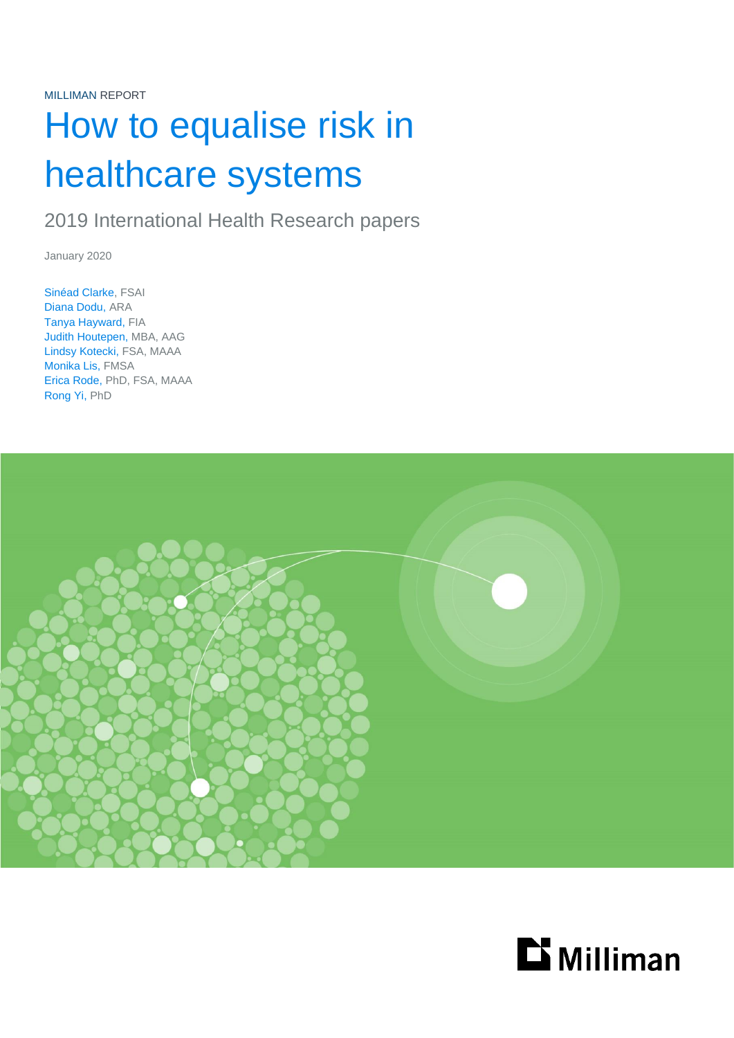MILLIMAN REPORT

# How to equalise risk in healthcare systems

## 2019 International Health Research papers

January 2020

Sinéad Clarke, FSAI
Diana Dodu, ARA
Tanya Hayward, FIA
Judith Houtepen, MBA, AAG
Lindsy Kotecki, FSA, MAAA
Monika Lis, FMSA
Erica Rode, PhD, FSA, MAAA
Rong Yi, PhD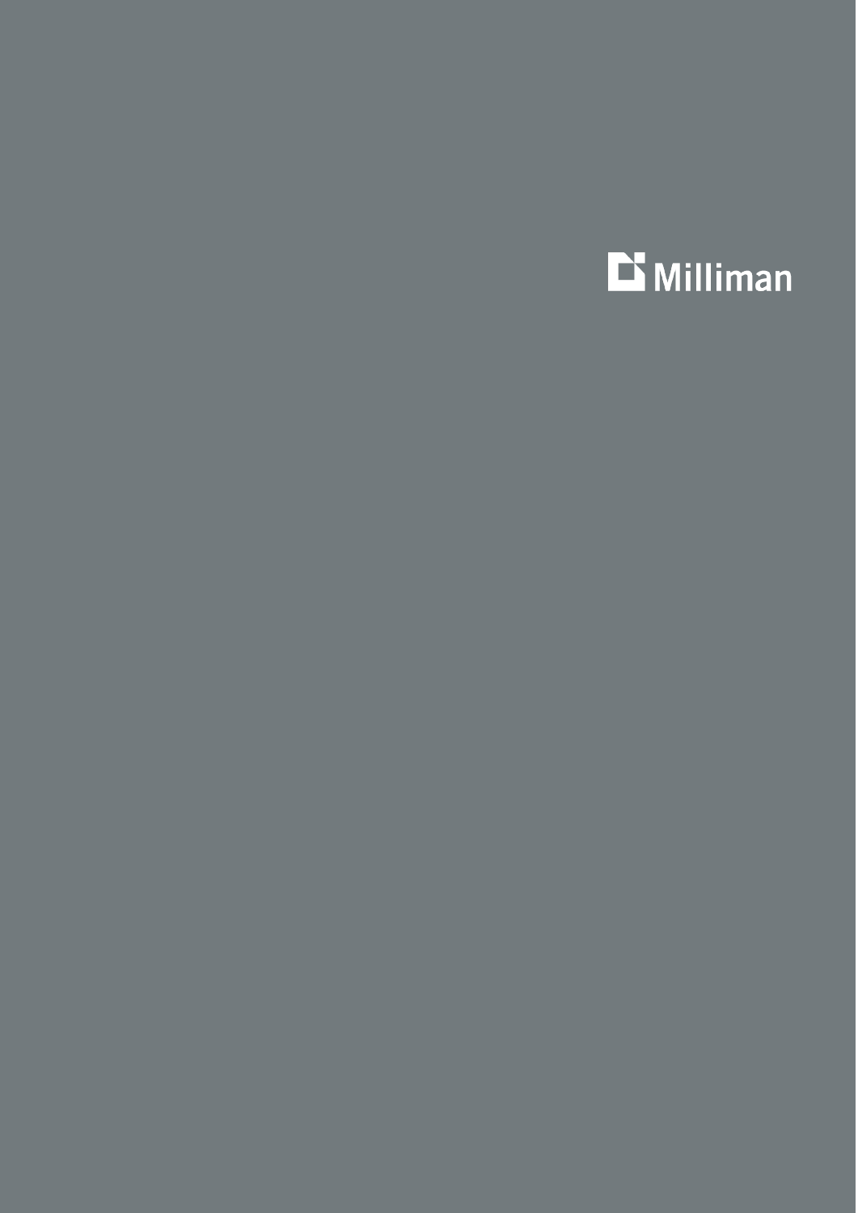Milliman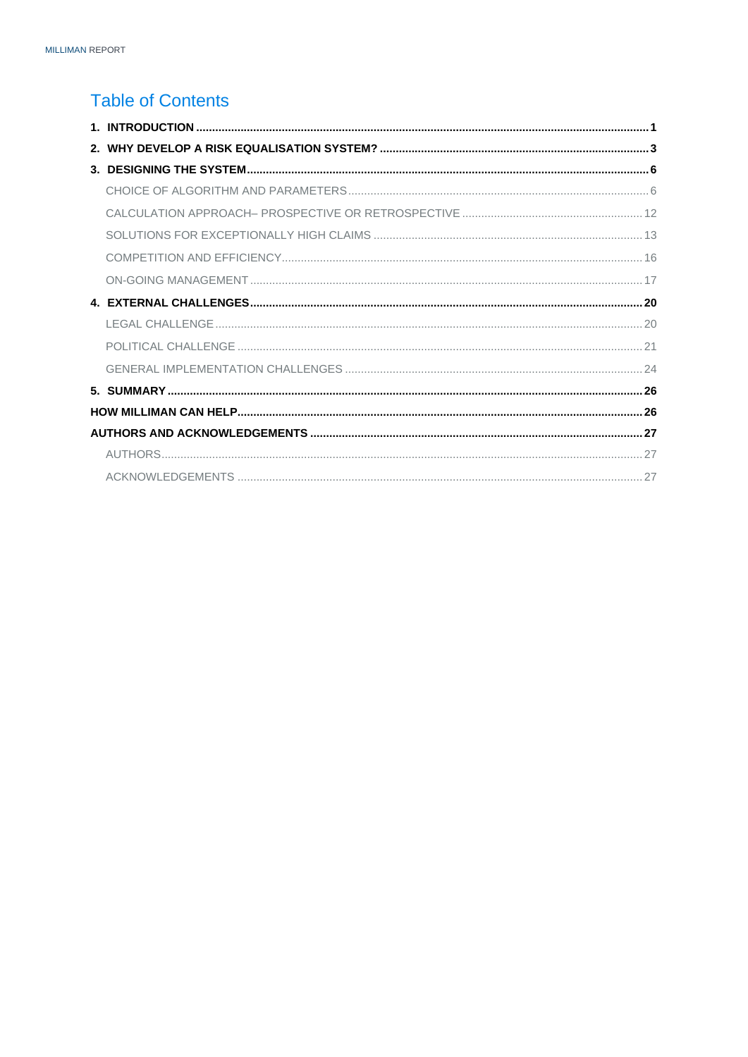# Table of Contents

**1. INTRODUCTION** ........................................................................ **1**

**2. WHY DEVELOP A RISK EQUALISATION SYSTEM?** ........................................................................ **3**

**3. DESIGNING THE SYSTEM** ........................................................................ **6**

- CHOICE OF ALGORITHM AND PARAMETERS ........................................................................ 6
- CALCULATION APPROACH– PROSPECTIVE OR RETROSPECTIVE ........................................................................ 12
- SOLUTIONS FOR EXCEPTIONALLY HIGH CLAIMS ........................................................................ 13
- COMPETITION AND EFFICIENCY ........................................................................ 16
- ON-GOING MANAGEMENT ........................................................................ 17

**4. EXTERNAL CHALLENGES** ........................................................................ **20**

- LEGAL CHALLENGE ........................................................................ 20
- POLITICAL CHALLENGE ........................................................................ 21
- GENERAL IMPLEMENTATION CHALLENGES ........................................................................ 24

**5. SUMMARY** ........................................................................ **26**

**HOW MILLIMAN CAN HELP** ........................................................................ **26**

**AUTHORS AND ACKNOWLEDGEMENTS** ........................................................................ **27**

- AUTHORS ........................................................................ 27
- ACKNOWLEDGEMENTS ........................................................................ 27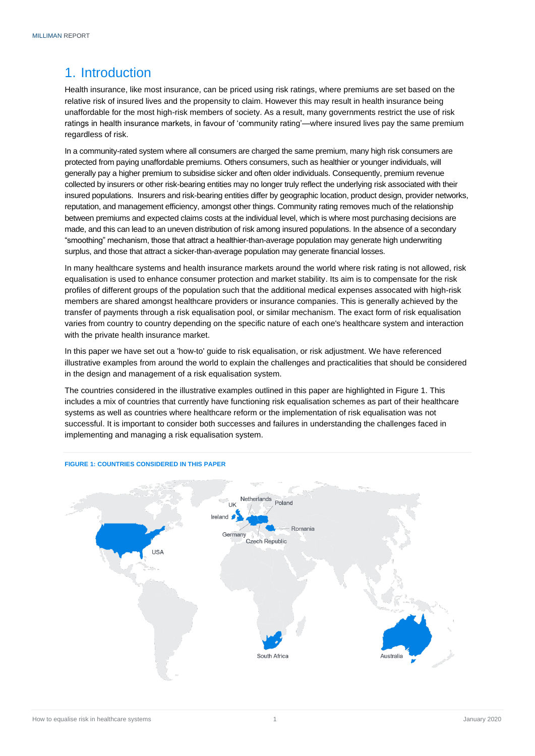# 1. Introduction

Health insurance, like most insurance, can be priced using risk ratings, where premiums are set based on the relative risk of insured lives and the propensity to claim. However this may result in health insurance being unaffordable for the most high-risk members of society. As a result, many governments restrict the use of risk ratings in health insurance markets, in favour of 'community rating'—where insured lives pay the same premium regardless of risk.

In a community-rated system where all consumers are charged the same premium, many high risk consumers are protected from paying unaffordable premiums. Others consumers, such as healthier or younger individuals, will generally pay a higher premium to subsidise sicker and often older individuals. Consequently, premium revenue collected by insurers or other risk-bearing entities may no longer truly reflect the underlying risk associated with their insured populations. Insurers and risk-bearing entities differ by geographic location, product design, provider networks, reputation, and management efficiency, amongst other things. Community rating removes much of the relationship between premiums and expected claims costs at the individual level, which is where most purchasing decisions are made, and this can lead to an uneven distribution of risk among insured populations. In the absence of a secondary "smoothing" mechanism, those that attract a healthier-than-average population may generate high underwriting surplus, and those that attract a sicker-than-average population may generate financial losses.

In many healthcare systems and health insurance markets around the world where risk rating is not allowed, risk equalisation is used to enhance consumer protection and market stability. Its aim is to compensate for the risk profiles of different groups of the population such that the additional medical expenses assocated with high-risk members are shared amongst healthcare providers or insurance companies. This is generally achieved by the transfer of payments through a risk equalisation pool, or similar mechanism. The exact form of risk equalisation varies from country to country depending on the specific nature of each one's healthcare system and interaction with the private health insurance market.

In this paper we have set out a 'how-to' guide to risk equalisation, or risk adjustment. We have referenced illustrative examples from around the world to explain the challenges and practicalities that should be considered in the design and management of a risk equalisation system.

The countries considered in the illustrative examples outlined in this paper are highlighted in Figure 1. This includes a mix of countries that currently have functioning risk equalisation schemes as part of their healthcare systems as well as countries where healthcare reform or the implementation of risk equalisation was not successful. It is important to consider both successes and failures in understanding the challenges faced in implementing and managing a risk equalisation system.

**FIGURE 1: COUNTRIES CONSIDERED IN THIS PAPER**

Netherlands, UK, Poland, Ireland, Romania, Germany, Czech Republic, USA, South Africa, Australia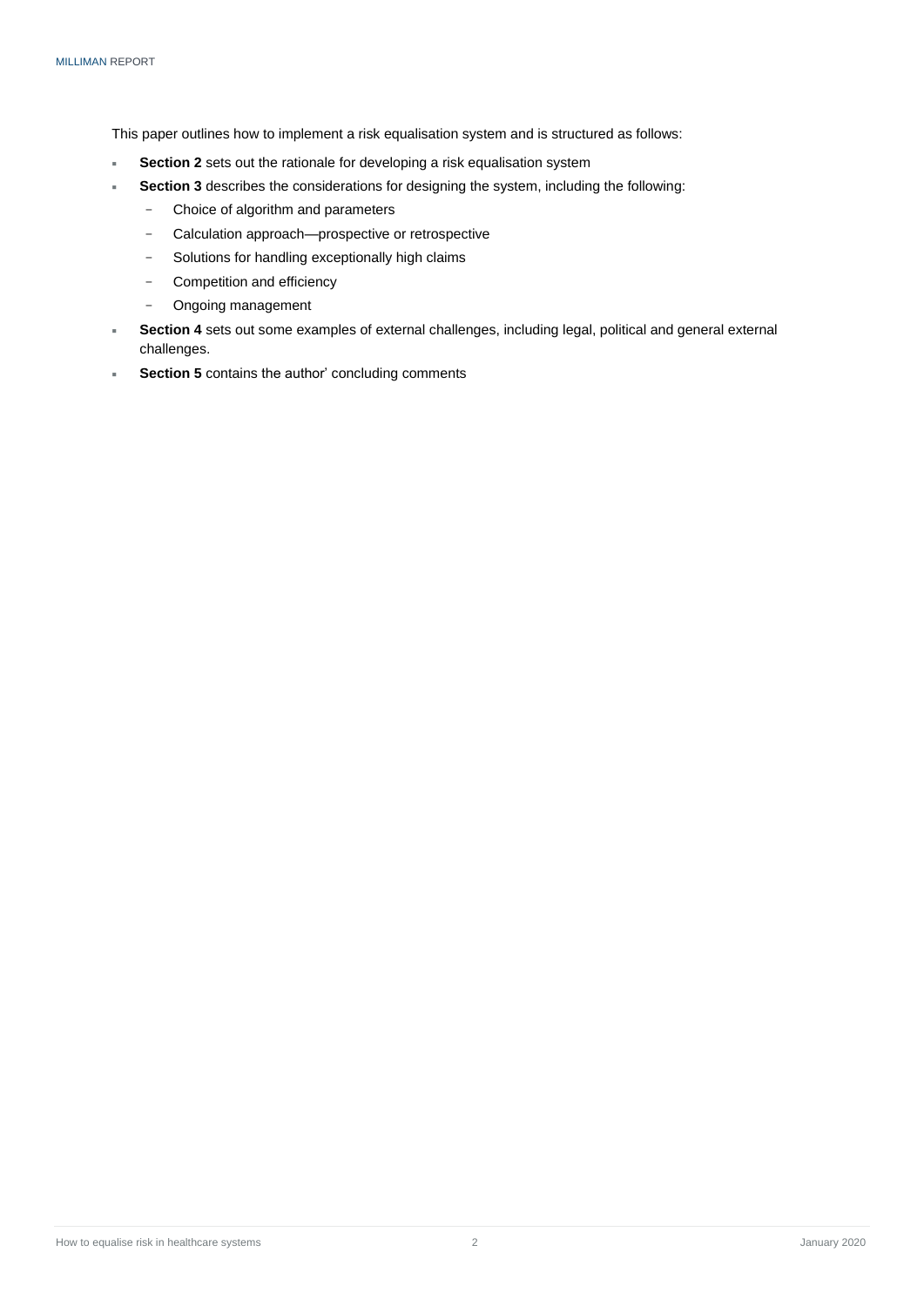This paper outlines how to implement a risk equalisation system and is structured as follows:

- **Section 2** sets out the rationale for developing a risk equalisation system
- **Section 3** describes the considerations for designing the system, including the following:
  - Choice of algorithm and parameters
  - Calculation approach—prospective or retrospective
  - Solutions for handling exceptionally high claims
  - Competition and efficiency
  - Ongoing management
- **Section 4** sets out some examples of external challenges, including legal, political and general external challenges.
- **Section 5** contains the author' concluding comments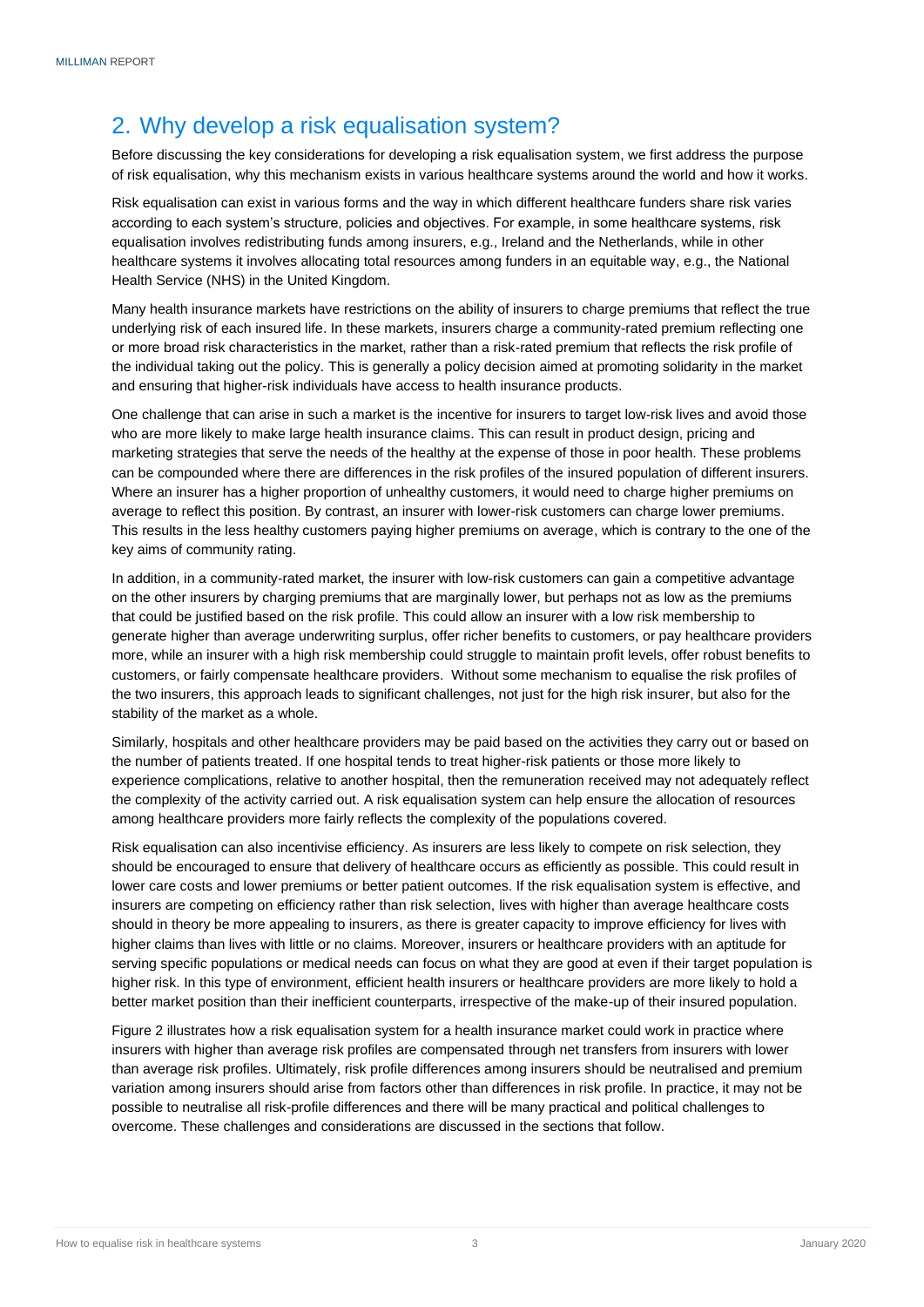## 2. Why develop a risk equalisation system?

Before discussing the key considerations for developing a risk equalisation system, we first address the purpose of risk equalisation, why this mechanism exists in various healthcare systems around the world and how it works.

Risk equalisation can exist in various forms and the way in which different healthcare funders share risk varies according to each system's structure, policies and objectives. For example, in some healthcare systems, risk equalisation involves redistributing funds among insurers, e.g., Ireland and the Netherlands, while in other healthcare systems it involves allocating total resources among funders in an equitable way, e.g., the National Health Service (NHS) in the United Kingdom.

Many health insurance markets have restrictions on the ability of insurers to charge premiums that reflect the true underlying risk of each insured life. In these markets, insurers charge a community-rated premium reflecting one or more broad risk characteristics in the market, rather than a risk-rated premium that reflects the risk profile of the individual taking out the policy. This is generally a policy decision aimed at promoting solidarity in the market and ensuring that higher-risk individuals have access to health insurance products.

One challenge that can arise in such a market is the incentive for insurers to target low-risk lives and avoid those who are more likely to make large health insurance claims. This can result in product design, pricing and marketing strategies that serve the needs of the healthy at the expense of those in poor health. These problems can be compounded where there are differences in the risk profiles of the insured population of different insurers. Where an insurer has a higher proportion of unhealthy customers, it would need to charge higher premiums on average to reflect this position. By contrast, an insurer with lower-risk customers can charge lower premiums. This results in the less healthy customers paying higher premiums on average, which is contrary to the one of the key aims of community rating.

In addition, in a community-rated market, the insurer with low-risk customers can gain a competitive advantage on the other insurers by charging premiums that are marginally lower, but perhaps not as low as the premiums that could be justified based on the risk profile. This could allow an insurer with a low risk membership to generate higher than average underwriting surplus, offer richer benefits to customers, or pay healthcare providers more, while an insurer with a high risk membership could struggle to maintain profit levels, offer robust benefits to customers, or fairly compensate healthcare providers. Without some mechanism to equalise the risk profiles of the two insurers, this approach leads to significant challenges, not just for the high risk insurer, but also for the stability of the market as a whole.

Similarly, hospitals and other healthcare providers may be paid based on the activities they carry out or based on the number of patients treated. If one hospital tends to treat higher-risk patients or those more likely to experience complications, relative to another hospital, then the remuneration received may not adequately reflect the complexity of the activity carried out. A risk equalisation system can help ensure the allocation of resources among healthcare providers more fairly reflects the complexity of the populations covered.

Risk equalisation can also incentivise efficiency. As insurers are less likely to compete on risk selection, they should be encouraged to ensure that delivery of healthcare occurs as efficiently as possible. This could result in lower care costs and lower premiums or better patient outcomes. If the risk equalisation system is effective, and insurers are competing on efficiency rather than risk selection, lives with higher than average healthcare costs should in theory be more appealing to insurers, as there is greater capacity to improve efficiency for lives with higher claims than lives with little or no claims. Moreover, insurers or healthcare providers with an aptitude for serving specific populations or medical needs can focus on what they are good at even if their target population is higher risk. In this type of environment, efficient health insurers or healthcare providers are more likely to hold a better market position than their inefficient counterparts, irrespective of the make-up of their insured population.

Figure 2 illustrates how a risk equalisation system for a health insurance market could work in practice where insurers with higher than average risk profiles are compensated through net transfers from insurers with lower than average risk profiles. Ultimately, risk profile differences among insurers should be neutralised and premium variation among insurers should arise from factors other than differences in risk profile. In practice, it may not be possible to neutralise all risk-profile differences and there will be many practical and political challenges to overcome. These challenges and considerations are discussed in the sections that follow.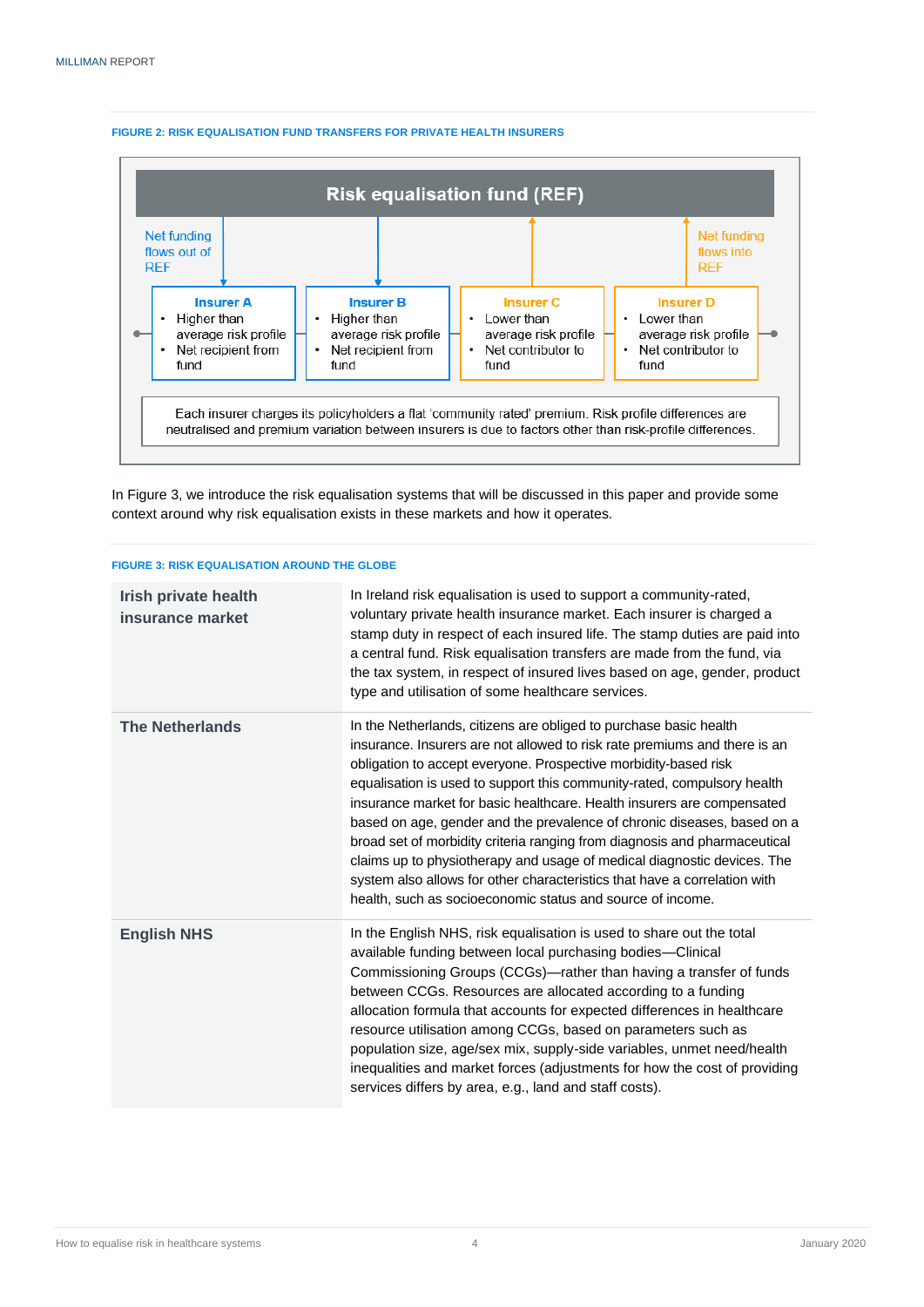**FIGURE 2: RISK EQUALISATION FUND TRANSFERS FOR PRIVATE HEALTH INSURERS**

**Risk equalisation fund (REF)**

Net funding flows out of REF

Net funding flows into REF

**Insurer A**
- Higher than average risk profile
- Net recipient from fund

**Insurer B**
- Higher than average risk profile
- Net recipient from fund

**Insurer C**
- Lower than average risk profile
- Net contributor to fund

**Insurer D**
- Lower than average risk profile
- Net contributor to fund

Each insurer charges its policyholders a flat 'community rated' premium. Risk profile differences are neutralised and premium variation between insurers is due to factors other than risk-profile differences.

In Figure 3, we introduce the risk equalisation systems that will be discussed in this paper and provide some context around why risk equalisation exists in these markets and how it operates.

**FIGURE 3: RISK EQUALISATION AROUND THE GLOBE**

| | |
|---|---|
| **Irish private health insurance market** | In Ireland risk equalisation is used to support a community-rated, voluntary private health insurance market. Each insurer is charged a stamp duty in respect of each insured life. The stamp duties are paid into a central fund. Risk equalisation transfers are made from the fund, via the tax system, in respect of insured lives based on age, gender, product type and utilisation of some healthcare services. |
| **The Netherlands** | In the Netherlands, citizens are obliged to purchase basic health insurance. Insurers are not allowed to risk rate premiums and there is an obligation to accept everyone. Prospective morbidity-based risk equalisation is used to support this community-rated, compulsory health insurance market for basic healthcare. Health insurers are compensated based on age, gender and the prevalence of chronic diseases, based on a broad set of morbidity criteria ranging from diagnosis and pharmaceutical claims up to physiotherapy and usage of medical diagnostic devices. The system also allows for other characteristics that have a correlation with health, such as socioeconomic status and source of income. |
| **English NHS** | In the English NHS, risk equalisation is used to share out the total available funding between local purchasing bodies—Clinical Commissioning Groups (CCGs)—rather than having a transfer of funds between CCGs. Resources are allocated according to a funding allocation formula that accounts for expected differences in healthcare resource utilisation among CCGs, based on parameters such as population size, age/sex mix, supply-side variables, unmet need/health inequalities and market forces (adjustments for how the cost of providing services differs by area, e.g., land and staff costs). |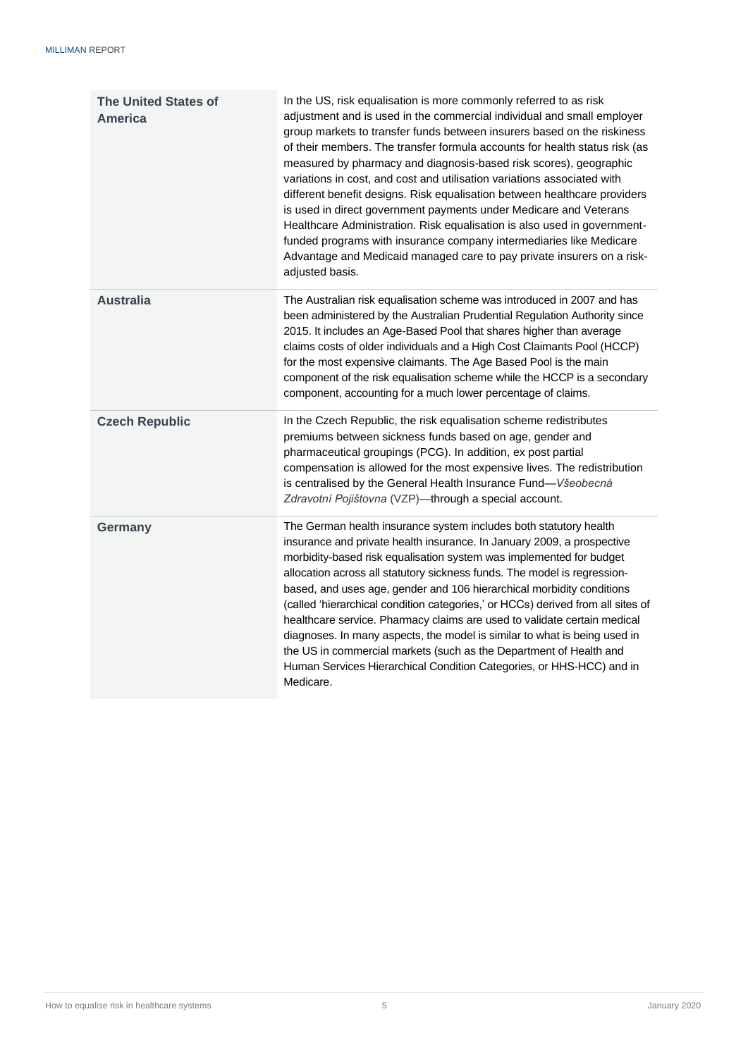| | |
|---|---|
| **The United States of America** | In the US, risk equalisation is more commonly referred to as risk adjustment and is used in the commercial individual and small employer group markets to transfer funds between insurers based on the riskiness of their members. The transfer formula accounts for health status risk (as measured by pharmacy and diagnosis-based risk scores), geographic variations in cost, and cost and utilisation variations associated with different benefit designs. Risk equalisation between healthcare providers is used in direct government payments under Medicare and Veterans Healthcare Administration. Risk equalisation is also used in government-funded programs with insurance company intermediaries like Medicare Advantage and Medicaid managed care to pay private insurers on a risk-adjusted basis. |
| **Australia** | The Australian risk equalisation scheme was introduced in 2007 and has been administered by the Australian Prudential Regulation Authority since 2015. It includes an Age-Based Pool that shares higher than average claims costs of older individuals and a High Cost Claimants Pool (HCCP) for the most expensive claimants. The Age Based Pool is the main component of the risk equalisation scheme while the HCCP is a secondary component, accounting for a much lower percentage of claims. |
| **Czech Republic** | In the Czech Republic, the risk equalisation scheme redistributes premiums between sickness funds based on age, gender and pharmaceutical groupings (PCG). In addition, ex post partial compensation is allowed for the most expensive lives. The redistribution is centralised by the General Health Insurance Fund—*Všeobecná Zdravotní Pojištovna* (VZP)—through a special account. |
| **Germany** | The German health insurance system includes both statutory health insurance and private health insurance. In January 2009, a prospective morbidity-based risk equalisation system was implemented for budget allocation across all statutory sickness funds. The model is regression-based, and uses age, gender and 106 hierarchical morbidity conditions (called 'hierarchical condition categories,' or HCCs) derived from all sites of healthcare service. Pharmacy claims are used to validate certain medical diagnoses. In many aspects, the model is similar to what is being used in the US in commercial markets (such as the Department of Health and Human Services Hierarchical Condition Categories, or HHS-HCC) and in Medicare. |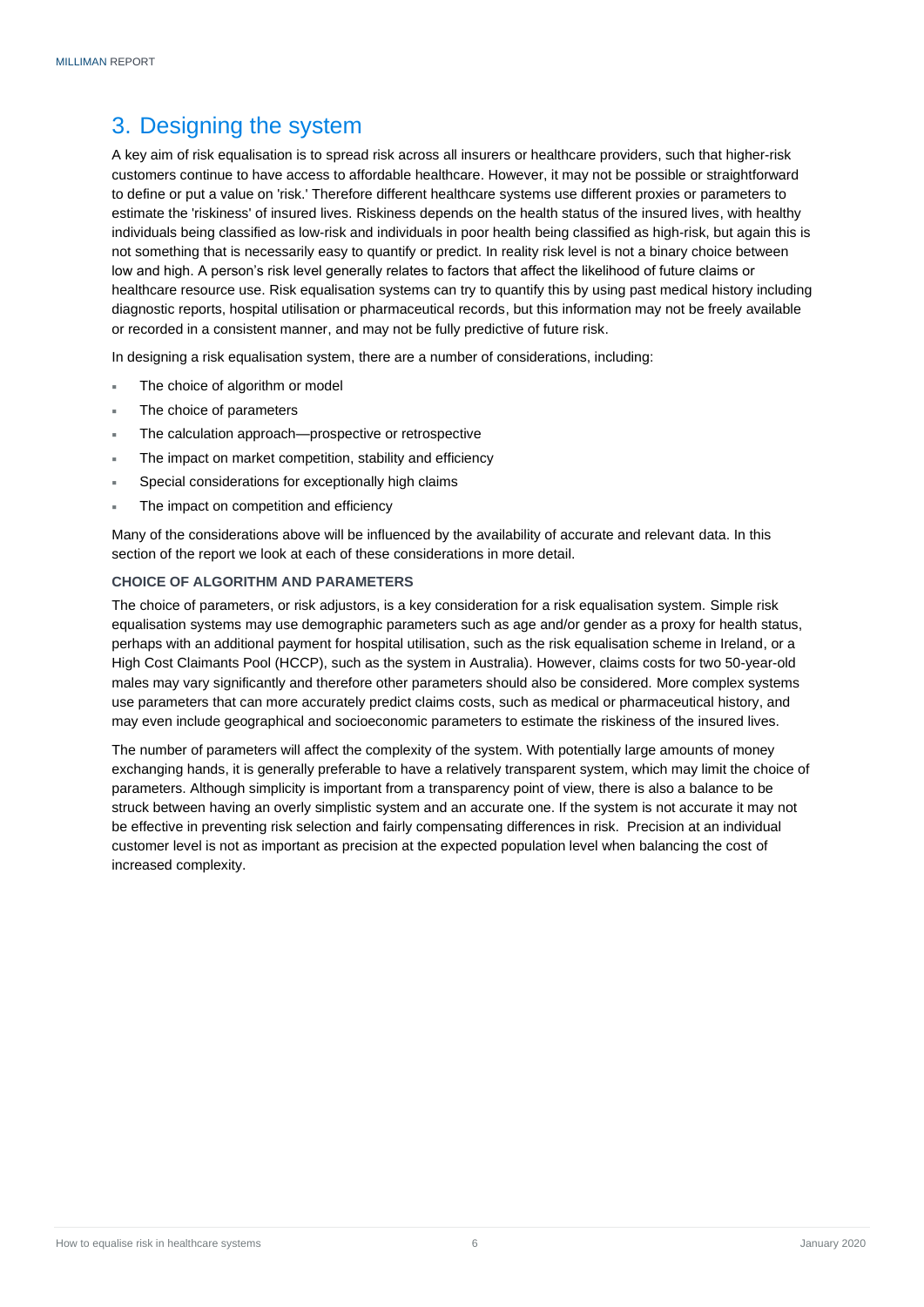## 3. Designing the system

A key aim of risk equalisation is to spread risk across all insurers or healthcare providers, such that higher-risk customers continue to have access to affordable healthcare. However, it may not be possible or straightforward to define or put a value on 'risk.' Therefore different healthcare systems use different proxies or parameters to estimate the 'riskiness' of insured lives. Riskiness depends on the health status of the insured lives, with healthy individuals being classified as low-risk and individuals in poor health being classified as high-risk, but again this is not something that is necessarily easy to quantify or predict. In reality risk level is not a binary choice between low and high. A person's risk level generally relates to factors that affect the likelihood of future claims or healthcare resource use. Risk equalisation systems can try to quantify this by using past medical history including diagnostic reports, hospital utilisation or pharmaceutical records, but this information may not be freely available or recorded in a consistent manner, and may not be fully predictive of future risk.

In designing a risk equalisation system, there are a number of considerations, including:

- The choice of algorithm or model
- The choice of parameters
- The calculation approach—prospective or retrospective
- The impact on market competition, stability and efficiency
- Special considerations for exceptionally high claims
- The impact on competition and efficiency

Many of the considerations above will be influenced by the availability of accurate and relevant data. In this section of the report we look at each of these considerations in more detail.

### CHOICE OF ALGORITHM AND PARAMETERS

The choice of parameters, or risk adjustors, is a key consideration for a risk equalisation system. Simple risk equalisation systems may use demographic parameters such as age and/or gender as a proxy for health status, perhaps with an additional payment for hospital utilisation, such as the risk equalisation scheme in Ireland, or a High Cost Claimants Pool (HCCP), such as the system in Australia). However, claims costs for two 50-year-old males may vary significantly and therefore other parameters should also be considered. More complex systems use parameters that can more accurately predict claims costs, such as medical or pharmaceutical history, and may even include geographical and socioeconomic parameters to estimate the riskiness of the insured lives.

The number of parameters will affect the complexity of the system. With potentially large amounts of money exchanging hands, it is generally preferable to have a relatively transparent system, which may limit the choice of parameters. Although simplicity is important from a transparency point of view, there is also a balance to be struck between having an overly simplistic system and an accurate one. If the system is not accurate it may not be effective in preventing risk selection and fairly compensating differences in risk. Precision at an individual customer level is not as important as precision at the expected population level when balancing the cost of increased complexity.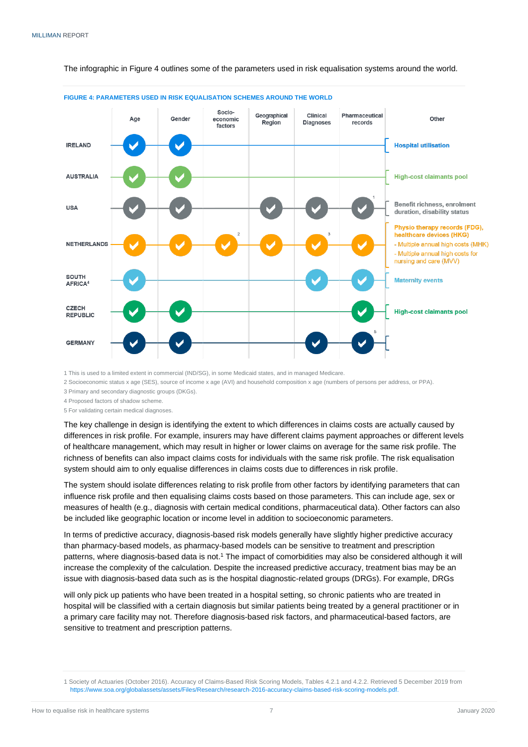The infographic in Figure 4 outlines some of the parameters used in risk equalisation systems around the world.

**FIGURE 4: PARAMETERS USED IN RISK EQUALISATION SCHEMES AROUND THE WORLD**

| | Age | Gender | Socio-economic factors | Geographical Region | Clinical Diagnoses | Pharmaceutical records | Other |
|---|---|---|---|---|---|---|---|
| IRELAND | ✓ | ✓ | | | | | Hospital utilisation |
| AUSTRALIA | ✓ | ✓ | | | | | High-cost claimants pool |
| USA | ✓ | ✓ | | ✓ | ✓ | ✓ [1] | Benefit richness, enrolment duration, disability status |
| NETHERLANDS | ✓ | ✓ | ✓ [2] | ✓ | ✓ [3] | ✓ | Physio therapy records (FDG), healthcare devices (HKG) - Multiple annual high costs (MHK) - Multiple annual high costs for nursing and care (MVV) |
| SOUTH AFRICA[4] | ✓ | | | | ✓ | ✓ | Maternity events |
| CZECH REPUBLIC | ✓ | ✓ | | | | ✓ | High-cost claimants pool |
| GERMANY | ✓ | ✓ | | | ✓ | ✓ [5] | |

1 This is used to a limited extent in commercial (IND/SG), in some Medicaid states, and in managed Medicare.

2 Socioeconomic status x age (SES), source of income x age (AVI) and household composition x age (numbers of persons per address, or PPA).

3 Primary and secondary diagnostic groups (DKGs).

4 Proposed factors of shadow scheme.

5 For validating certain medical diagnoses.

The key challenge in design is identifying the extent to which differences in claims costs are actually caused by differences in risk profile. For example, insurers may have different claims payment approaches or different levels of healthcare management, which may result in higher or lower claims on average for the same risk profile. The richness of benefits can also impact claims costs for individuals with the same risk profile. The risk equalisation system should aim to only equalise differences in claims costs due to differences in risk profile.

The system should isolate differences relating to risk profile from other factors by identifying parameters that can influence risk profile and then equalising claims costs based on those parameters. This can include age, sex or measures of health (e.g., diagnosis with certain medical conditions, pharmaceutical data). Other factors can also be included like geographic location or income level in addition to socioeconomic parameters.

In terms of predictive accuracy, diagnosis-based risk models generally have slightly higher predictive accuracy than pharmacy-based models, as pharmacy-based models can be sensitive to treatment and prescription patterns, where diagnosis-based data is not.[1] The impact of comorbidities may also be considered although it will increase the complexity of the calculation. Despite the increased predictive accuracy, treatment bias may be an issue with diagnosis-based data such as is the hospital diagnostic-related groups (DRGs). For example, DRGs

will only pick up patients who have been treated in a hospital setting, so chronic patients who are treated in hospital will be classified with a certain diagnosis but similar patients being treated by a general practitioner or in a primary care facility may not. Therefore diagnosis-based risk factors, and pharmaceutical-based factors, are sensitive to treatment and prescription patterns.

1 Society of Actuaries (October 2016). Accuracy of Claims-Based Risk Scoring Models, Tables 4.2.1 and 4.2.2. Retrieved 5 December 2019 from https://www.soa.org/globalassets/assets/Files/Research/research-2016-accuracy-claims-based-risk-scoring-models.pdf.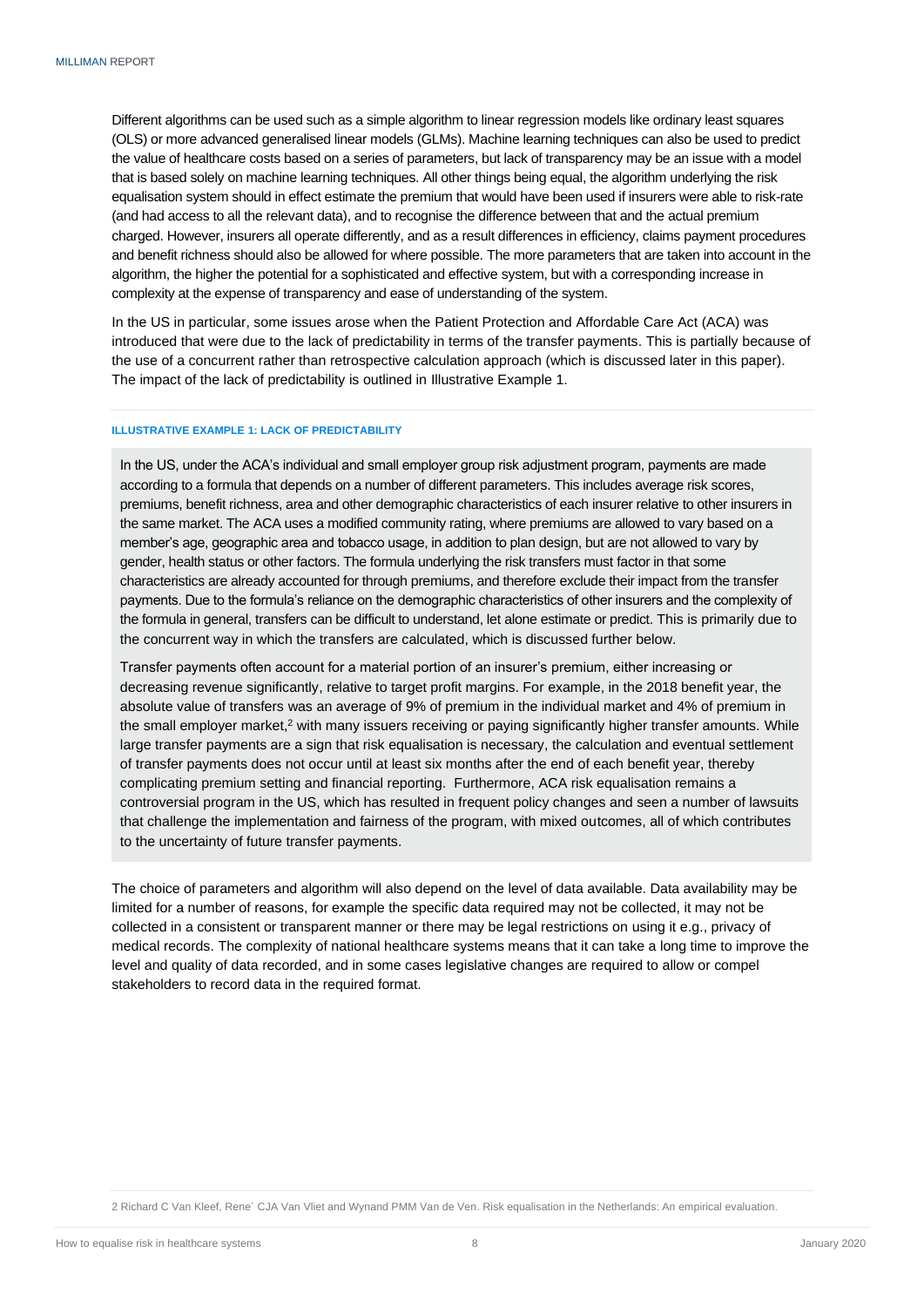Different algorithms can be used such as a simple algorithm to linear regression models like ordinary least squares (OLS) or more advanced generalised linear models (GLMs). Machine learning techniques can also be used to predict the value of healthcare costs based on a series of parameters, but lack of transparency may be an issue with a model that is based solely on machine learning techniques. All other things being equal, the algorithm underlying the risk equalisation system should in effect estimate the premium that would have been used if insurers were able to risk-rate (and had access to all the relevant data), and to recognise the difference between that and the actual premium charged. However, insurers all operate differently, and as a result differences in efficiency, claims payment procedures and benefit richness should also be allowed for where possible. The more parameters that are taken into account in the algorithm, the higher the potential for a sophisticated and effective system, but with a corresponding increase in complexity at the expense of transparency and ease of understanding of the system.

In the US in particular, some issues arose when the Patient Protection and Affordable Care Act (ACA) was introduced that were due to the lack of predictability in terms of the transfer payments. This is partially because of the use of a concurrent rather than retrospective calculation approach (which is discussed later in this paper). The impact of the lack of predictability is outlined in Illustrative Example 1.

#### ILLUSTRATIVE EXAMPLE 1: LACK OF PREDICTABILITY

In the US, under the ACA's individual and small employer group risk adjustment program, payments are made according to a formula that depends on a number of different parameters. This includes average risk scores, premiums, benefit richness, area and other demographic characteristics of each insurer relative to other insurers in the same market. The ACA uses a modified community rating, where premiums are allowed to vary based on a member's age, geographic area and tobacco usage, in addition to plan design, but are not allowed to vary by gender, health status or other factors. The formula underlying the risk transfers must factor in that some characteristics are already accounted for through premiums, and therefore exclude their impact from the transfer payments. Due to the formula's reliance on the demographic characteristics of other insurers and the complexity of the formula in general, transfers can be difficult to understand, let alone estimate or predict. This is primarily due to the concurrent way in which the transfers are calculated, which is discussed further below.

Transfer payments often account for a material portion of an insurer's premium, either increasing or decreasing revenue significantly, relative to target profit margins. For example, in the 2018 benefit year, the absolute value of transfers was an average of 9% of premium in the individual market and 4% of premium in the small employer market,[2] with many issuers receiving or paying significantly higher transfer amounts. While large transfer payments are a sign that risk equalisation is necessary, the calculation and eventual settlement of transfer payments does not occur until at least six months after the end of each benefit year, thereby complicating premium setting and financial reporting. Furthermore, ACA risk equalisation remains a controversial program in the US, which has resulted in frequent policy changes and seen a number of lawsuits that challenge the implementation and fairness of the program, with mixed outcomes, all of which contributes to the uncertainty of future transfer payments.

The choice of parameters and algorithm will also depend on the level of data available. Data availability may be limited for a number of reasons, for example the specific data required may not be collected, it may not be collected in a consistent or transparent manner or there may be legal restrictions on using it e.g., privacy of medical records. The complexity of national healthcare systems means that it can take a long time to improve the level and quality of data recorded, and in some cases legislative changes are required to allow or compel stakeholders to record data in the required format.

2 Richard C Van Kleef, René CJA Van Vliet and Wynand PMM Van de Ven. Risk equalisation in the Netherlands: An empirical evaluation.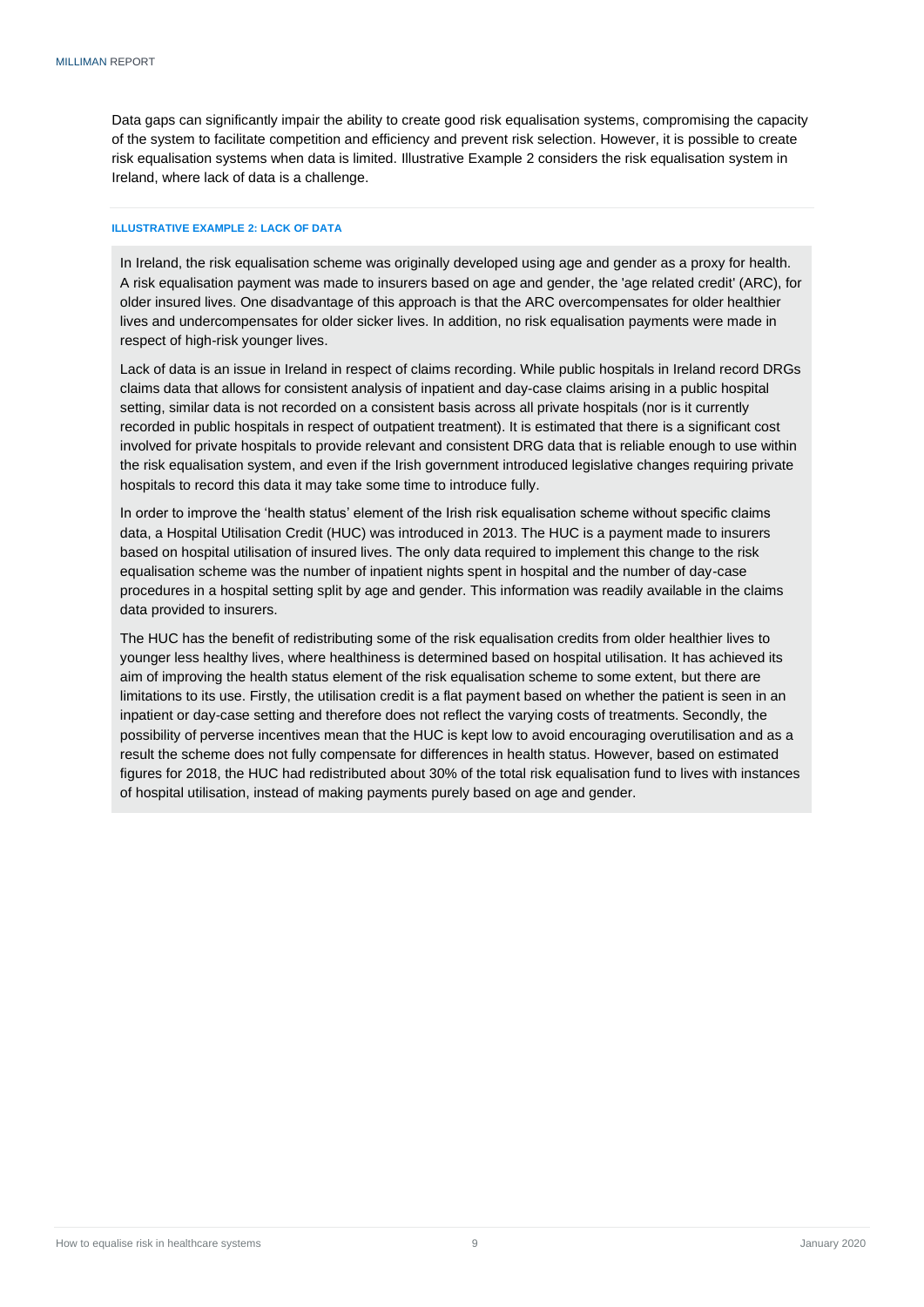Data gaps can significantly impair the ability to create good risk equalisation systems, compromising the capacity of the system to facilitate competition and efficiency and prevent risk selection. However, it is possible to create risk equalisation systems when data is limited. Illustrative Example 2 considers the risk equalisation system in Ireland, where lack of data is a challenge.

#### ILLUSTRATIVE EXAMPLE 2: LACK OF DATA

In Ireland, the risk equalisation scheme was originally developed using age and gender as a proxy for health. A risk equalisation payment was made to insurers based on age and gender, the 'age related credit' (ARC), for older insured lives. One disadvantage of this approach is that the ARC overcompensates for older healthier lives and undercompensates for older sicker lives. In addition, no risk equalisation payments were made in respect of high-risk younger lives.

Lack of data is an issue in Ireland in respect of claims recording. While public hospitals in Ireland record DRGs claims data that allows for consistent analysis of inpatient and day-case claims arising in a public hospital setting, similar data is not recorded on a consistent basis across all private hospitals (nor is it currently recorded in public hospitals in respect of outpatient treatment). It is estimated that there is a significant cost involved for private hospitals to provide relevant and consistent DRG data that is reliable enough to use within the risk equalisation system, and even if the Irish government introduced legislative changes requiring private hospitals to record this data it may take some time to introduce fully.

In order to improve the 'health status' element of the Irish risk equalisation scheme without specific claims data, a Hospital Utilisation Credit (HUC) was introduced in 2013. The HUC is a payment made to insurers based on hospital utilisation of insured lives. The only data required to implement this change to the risk equalisation scheme was the number of inpatient nights spent in hospital and the number of day-case procedures in a hospital setting split by age and gender. This information was readily available in the claims data provided to insurers.

The HUC has the benefit of redistributing some of the risk equalisation credits from older healthier lives to younger less healthy lives, where healthiness is determined based on hospital utilisation. It has achieved its aim of improving the health status element of the risk equalisation scheme to some extent, but there are limitations to its use. Firstly, the utilisation credit is a flat payment based on whether the patient is seen in an inpatient or day-case setting and therefore does not reflect the varying costs of treatments. Secondly, the possibility of perverse incentives mean that the HUC is kept low to avoid encouraging overutilisation and as a result the scheme does not fully compensate for differences in health status. However, based on estimated figures for 2018, the HUC had redistributed about 30% of the total risk equalisation fund to lives with instances of hospital utilisation, instead of making payments purely based on age and gender.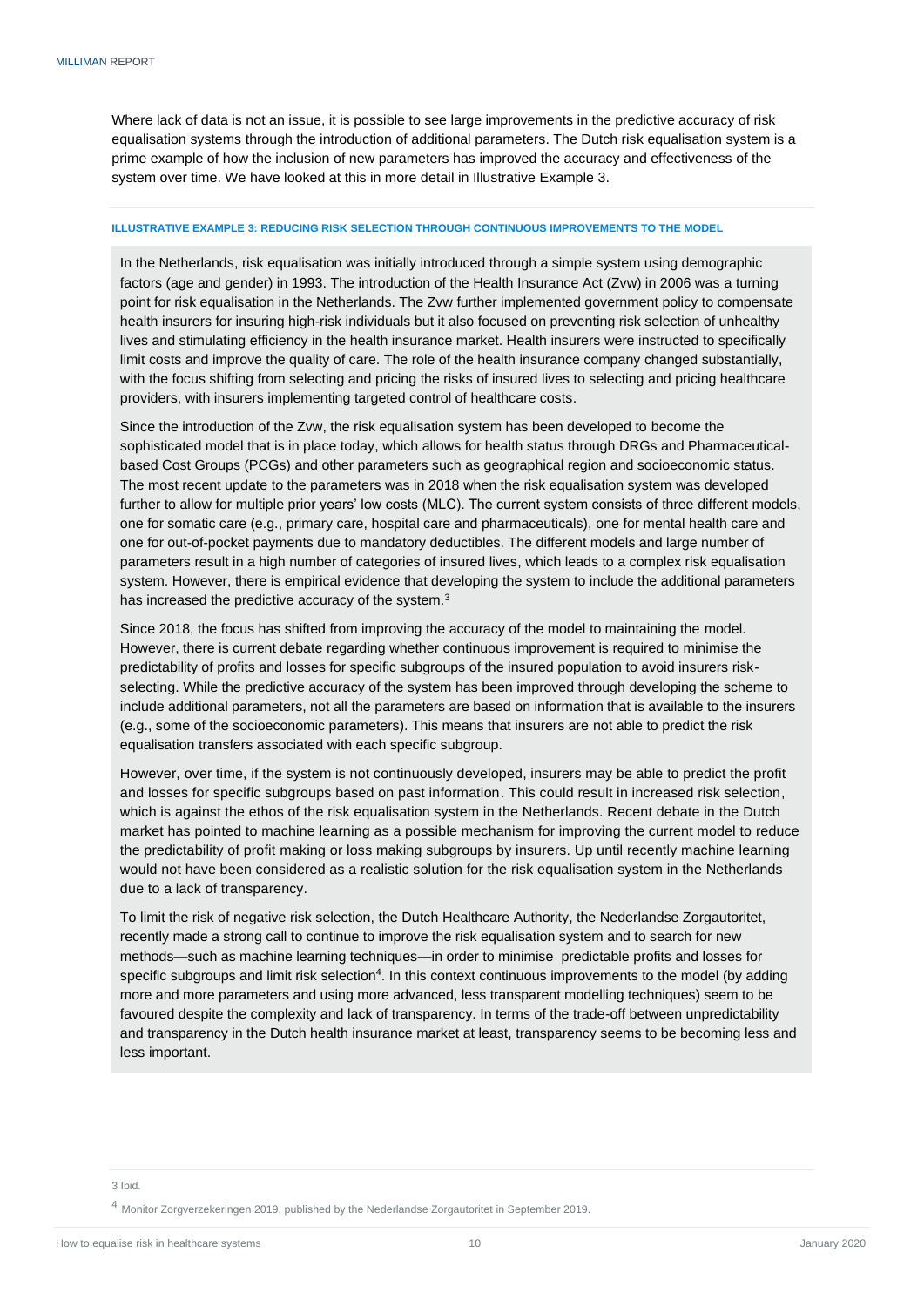Where lack of data is not an issue, it is possible to see large improvements in the predictive accuracy of risk equalisation systems through the introduction of additional parameters. The Dutch risk equalisation system is a prime example of how the inclusion of new parameters has improved the accuracy and effectiveness of the system over time. We have looked at this in more detail in Illustrative Example 3.

#### ILLUSTRATIVE EXAMPLE 3: REDUCING RISK SELECTION THROUGH CONTINUOUS IMPROVEMENTS TO THE MODEL

In the Netherlands, risk equalisation was initially introduced through a simple system using demographic factors (age and gender) in 1993. The introduction of the Health Insurance Act (Zvw) in 2006 was a turning point for risk equalisation in the Netherlands. The Zvw further implemented government policy to compensate health insurers for insuring high-risk individuals but it also focused on preventing risk selection of unhealthy lives and stimulating efficiency in the health insurance market. Health insurers were instructed to specifically limit costs and improve the quality of care. The role of the health insurance company changed substantially, with the focus shifting from selecting and pricing the risks of insured lives to selecting and pricing healthcare providers, with insurers implementing targeted control of healthcare costs.

Since the introduction of the Zvw, the risk equalisation system has been developed to become the sophisticated model that is in place today, which allows for health status through DRGs and Pharmaceutical-based Cost Groups (PCGs) and other parameters such as geographical region and socioeconomic status. The most recent update to the parameters was in 2018 when the risk equalisation system was developed further to allow for multiple prior years' low costs (MLC). The current system consists of three different models, one for somatic care (e.g., primary care, hospital care and pharmaceuticals), one for mental health care and one for out-of-pocket payments due to mandatory deductibles. The different models and large number of parameters result in a high number of categories of insured lives, which leads to a complex risk equalisation system. However, there is empirical evidence that developing the system to include the additional parameters has increased the predictive accuracy of the system.[3]

Since 2018, the focus has shifted from improving the accuracy of the model to maintaining the model. However, there is current debate regarding whether continuous improvement is required to minimise the predictability of profits and losses for specific subgroups of the insured population to avoid insurers risk-selecting. While the predictive accuracy of the system has been improved through developing the scheme to include additional parameters, not all the parameters are based on information that is available to the insurers (e.g., some of the socioeconomic parameters). This means that insurers are not able to predict the risk equalisation transfers associated with each specific subgroup.

However, over time, if the system is not continuously developed, insurers may be able to predict the profit and losses for specific subgroups based on past information. This could result in increased risk selection, which is against the ethos of the risk equalisation system in the Netherlands. Recent debate in the Dutch market has pointed to machine learning as a possible mechanism for improving the current model to reduce the predictability of profit making or loss making subgroups by insurers. Up until recently machine learning would not have been considered as a realistic solution for the risk equalisation system in the Netherlands due to a lack of transparency.

To limit the risk of negative risk selection, the Dutch Healthcare Authority, the Nederlandse Zorgautoritet, recently made a strong call to continue to improve the risk equalisation system and to search for new methods—such as machine learning techniques—in order to minimise predictable profits and losses for specific subgroups and limit risk selection[4]. In this context continuous improvements to the model (by adding more and more parameters and using more advanced, less transparent modelling techniques) seem to be favoured despite the complexity and lack of transparency. In terms of the trade-off between unpredictability and transparency in the Dutch health insurance market at least, transparency seems to be becoming less and less important.

---

3 Ibid.

4 Monitor Zorgverzekeringen 2019, published by the Nederlandse Zorgautoritet in September 2019.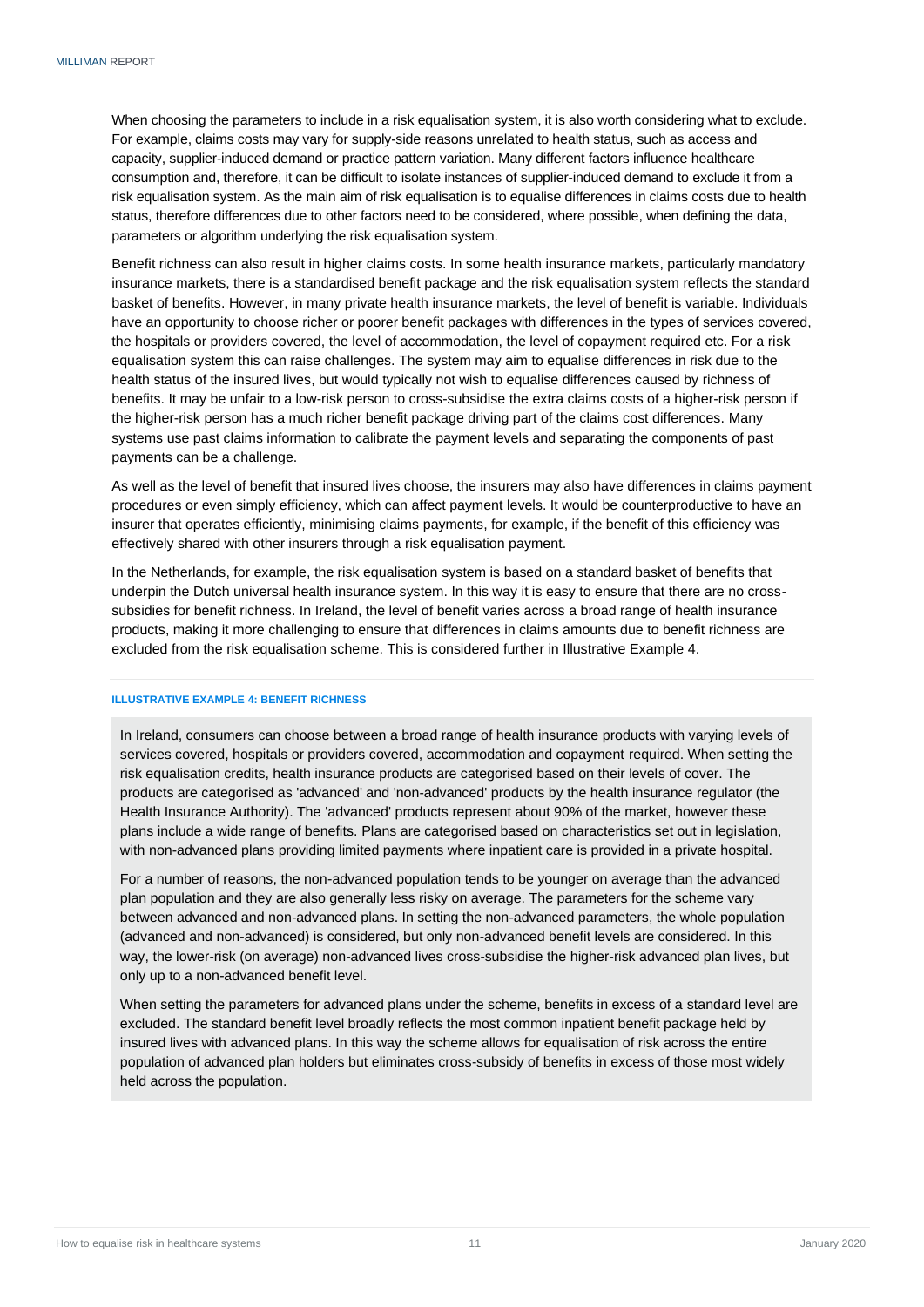When choosing the parameters to include in a risk equalisation system, it is also worth considering what to exclude. For example, claims costs may vary for supply-side reasons unrelated to health status, such as access and capacity, supplier-induced demand or practice pattern variation. Many different factors influence healthcare consumption and, therefore, it can be difficult to isolate instances of supplier-induced demand to exclude it from a risk equalisation system. As the main aim of risk equalisation is to equalise differences in claims costs due to health status, therefore differences due to other factors need to be considered, where possible, when defining the data, parameters or algorithm underlying the risk equalisation system.

Benefit richness can also result in higher claims costs. In some health insurance markets, particularly mandatory insurance markets, there is a standardised benefit package and the risk equalisation system reflects the standard basket of benefits. However, in many private health insurance markets, the level of benefit is variable. Individuals have an opportunity to choose richer or poorer benefit packages with differences in the types of services covered, the hospitals or providers covered, the level of accommodation, the level of copayment required etc. For a risk equalisation system this can raise challenges. The system may aim to equalise differences in risk due to the health status of the insured lives, but would typically not wish to equalise differences caused by richness of benefits. It may be unfair to a low-risk person to cross-subsidise the extra claims costs of a higher-risk person if the higher-risk person has a much richer benefit package driving part of the claims cost differences. Many systems use past claims information to calibrate the payment levels and separating the components of past payments can be a challenge.

As well as the level of benefit that insured lives choose, the insurers may also have differences in claims payment procedures or even simply efficiency, which can affect payment levels. It would be counterproductive to have an insurer that operates efficiently, minimising claims payments, for example, if the benefit of this efficiency was effectively shared with other insurers through a risk equalisation payment.

In the Netherlands, for example, the risk equalisation system is based on a standard basket of benefits that underpin the Dutch universal health insurance system. In this way it is easy to ensure that there are no cross-subsidies for benefit richness. In Ireland, the level of benefit varies across a broad range of health insurance products, making it more challenging to ensure that differences in claims amounts due to benefit richness are excluded from the risk equalisation scheme. This is considered further in Illustrative Example 4.

#### ILLUSTRATIVE EXAMPLE 4: BENEFIT RICHNESS

In Ireland, consumers can choose between a broad range of health insurance products with varying levels of services covered, hospitals or providers covered, accommodation and copayment required. When setting the risk equalisation credits, health insurance products are categorised based on their levels of cover. The products are categorised as 'advanced' and 'non-advanced' products by the health insurance regulator (the Health Insurance Authority). The 'advanced' products represent about 90% of the market, however these plans include a wide range of benefits. Plans are categorised based on characteristics set out in legislation, with non-advanced plans providing limited payments where inpatient care is provided in a private hospital.

For a number of reasons, the non-advanced population tends to be younger on average than the advanced plan population and they are also generally less risky on average. The parameters for the scheme vary between advanced and non-advanced plans. In setting the non-advanced parameters, the whole population (advanced and non-advanced) is considered, but only non-advanced benefit levels are considered. In this way, the lower-risk (on average) non-advanced lives cross-subsidise the higher-risk advanced plan lives, but only up to a non-advanced benefit level.

When setting the parameters for advanced plans under the scheme, benefits in excess of a standard level are excluded. The standard benefit level broadly reflects the most common inpatient benefit package held by insured lives with advanced plans. In this way the scheme allows for equalisation of risk across the entire population of advanced plan holders but eliminates cross-subsidy of benefits in excess of those most widely held across the population.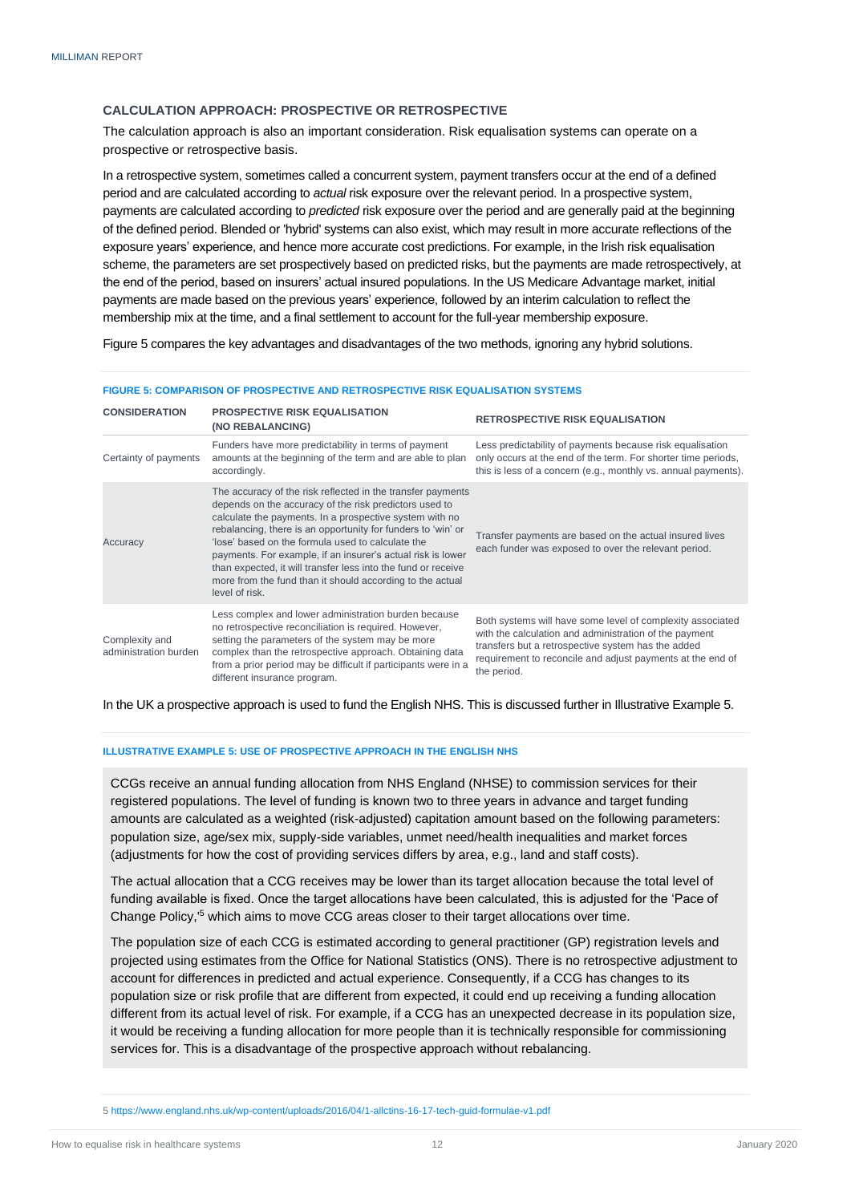### CALCULATION APPROACH: PROSPECTIVE OR RETROSPECTIVE

The calculation approach is also an important consideration. Risk equalisation systems can operate on a prospective or retrospective basis.

In a retrospective system, sometimes called a concurrent system, payment transfers occur at the end of a defined period and are calculated according to *actual* risk exposure over the relevant period. In a prospective system, payments are calculated according to *predicted* risk exposure over the period and are generally paid at the beginning of the defined period. Blended or 'hybrid' systems can also exist, which may result in more accurate reflections of the exposure years' experience, and hence more accurate cost predictions. For example, in the Irish risk equalisation scheme, the parameters are set prospectively based on predicted risks, but the payments are made retrospectively, at the end of the period, based on insurers' actual insured populations. In the US Medicare Advantage market, initial payments are made based on the previous years' experience, followed by an interim calculation to reflect the membership mix at the time, and a final settlement to account for the full-year membership exposure.

Figure 5 compares the key advantages and disadvantages of the two methods, ignoring any hybrid solutions.

**FIGURE 5: COMPARISON OF PROSPECTIVE AND RETROSPECTIVE RISK EQUALISATION SYSTEMS**

| CONSIDERATION | PROSPECTIVE RISK EQUALISATION (NO REBALANCING) | RETROSPECTIVE RISK EQUALISATION |
|---|---|---|
| Certainty of payments | Funders have more predictability in terms of payment amounts at the beginning of the term and are able to plan accordingly. | Less predictability of payments because risk equalisation only occurs at the end of the term. For shorter time periods, this is less of a concern (e.g., monthly vs. annual payments). |
| Accuracy | The accuracy of the risk reflected in the transfer payments depends on the accuracy of the risk predictors used to calculate the payments. In a prospective system with no rebalancing, there is an opportunity for funders to 'win' or 'lose' based on the formula used to calculate the payments. For example, if an insurer's actual risk is lower than expected, it will transfer less into the fund or receive more from the fund than it should according to the actual level of risk. | Transfer payments are based on the actual insured lives each funder was exposed to over the relevant period. |
| Complexity and administration burden | Less complex and lower administration burden because no retrospective reconciliation is required. However, setting the parameters of the system may be more complex than the retrospective approach. Obtaining data from a prior period may be difficult if participants were in a different insurance program. | Both systems will have some level of complexity associated with the calculation and administration of the payment transfers but a retrospective system has the added requirement to reconcile and adjust payments at the end of the period. |

In the UK a prospective approach is used to fund the English NHS. This is discussed further in Illustrative Example 5.

**ILLUSTRATIVE EXAMPLE 5: USE OF PROSPECTIVE APPROACH IN THE ENGLISH NHS**

CCGs receive an annual funding allocation from NHS England (NHSE) to commission services for their registered populations. The level of funding is known two to three years in advance and target funding amounts are calculated as a weighted (risk-adjusted) capitation amount based on the following parameters: population size, age/sex mix, supply-side variables, unmet need/health inequalities and market forces (adjustments for how the cost of providing services differs by area, e.g., land and staff costs).

The actual allocation that a CCG receives may be lower than its target allocation because the total level of funding available is fixed. Once the target allocations have been calculated, this is adjusted for the 'Pace of Change Policy,'[5] which aims to move CCG areas closer to their target allocations over time.

The population size of each CCG is estimated according to general practitioner (GP) registration levels and projected using estimates from the Office for National Statistics (ONS). There is no retrospective adjustment to account for differences in predicted and actual experience. Consequently, if a CCG has changes to its population size or risk profile that are different from expected, it could end up receiving a funding allocation different from its actual level of risk. For example, if a CCG has an unexpected decrease in its population size, it would be receiving a funding allocation for more people than it is technically responsible for commissioning services for. This is a disadvantage of the prospective approach without rebalancing.

5 https://www.england.nhs.uk/wp-content/uploads/2016/04/1-allctins-16-17-tech-guid-formulae-v1.pdf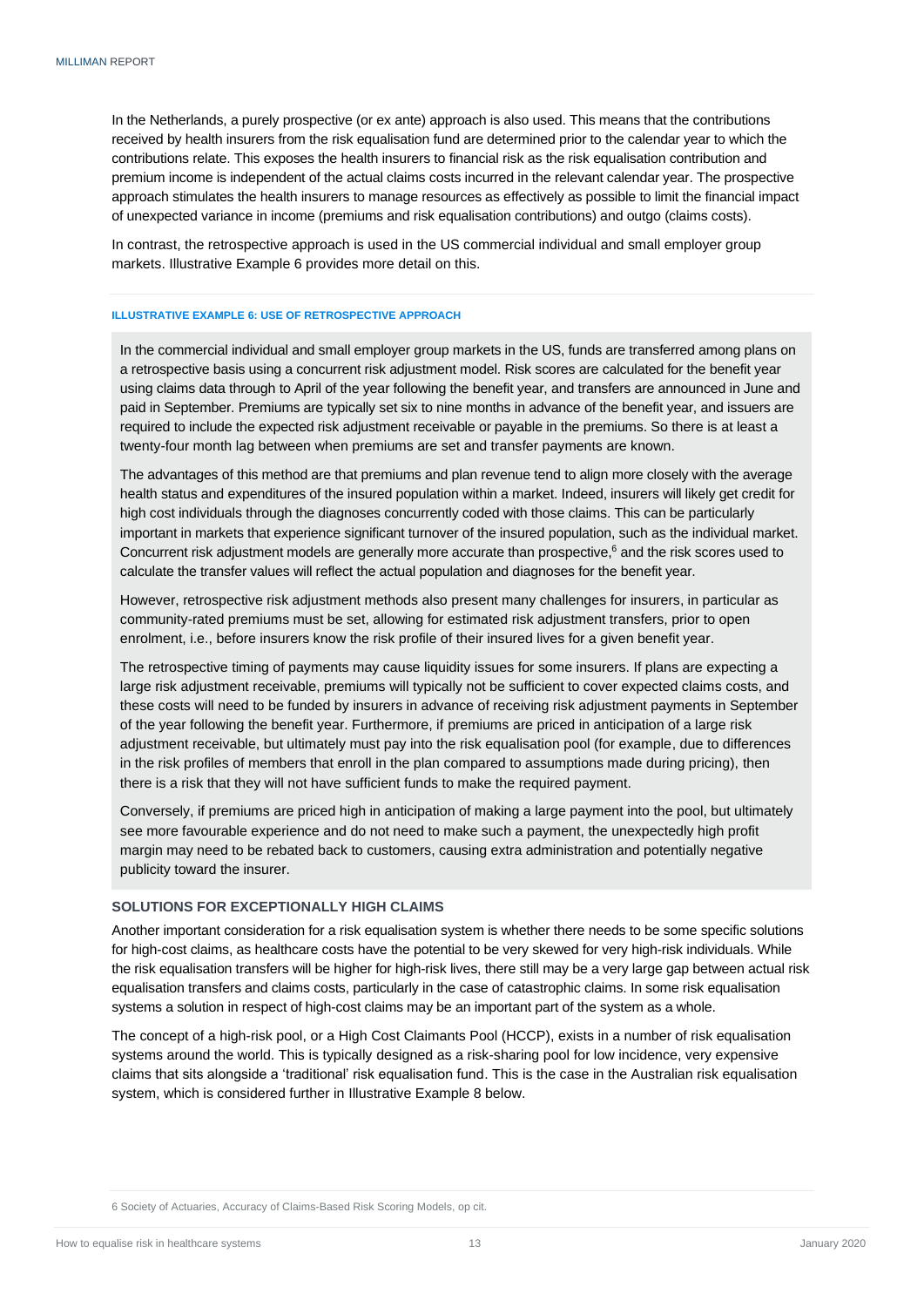In the Netherlands, a purely prospective (or ex ante) approach is also used. This means that the contributions received by health insurers from the risk equalisation fund are determined prior to the calendar year to which the contributions relate. This exposes the health insurers to financial risk as the risk equalisation contribution and premium income is independent of the actual claims costs incurred in the relevant calendar year. The prospective approach stimulates the health insurers to manage resources as effectively as possible to limit the financial impact of unexpected variance in income (premiums and risk equalisation contributions) and outgo (claims costs).

In contrast, the retrospective approach is used in the US commercial individual and small employer group markets. Illustrative Example 6 provides more detail on this.

#### ILLUSTRATIVE EXAMPLE 6: USE OF RETROSPECTIVE APPROACH

In the commercial individual and small employer group markets in the US, funds are transferred among plans on a retrospective basis using a concurrent risk adjustment model. Risk scores are calculated for the benefit year using claims data through to April of the year following the benefit year, and transfers are announced in June and paid in September. Premiums are typically set six to nine months in advance of the benefit year, and issuers are required to include the expected risk adjustment receivable or payable in the premiums. So there is at least a twenty-four month lag between when premiums are set and transfer payments are known.

The advantages of this method are that premiums and plan revenue tend to align more closely with the average health status and expenditures of the insured population within a market. Indeed, insurers will likely get credit for high cost individuals through the diagnoses concurrently coded with those claims. This can be particularly important in markets that experience significant turnover of the insured population, such as the individual market. Concurrent risk adjustment models are generally more accurate than prospective,[6] and the risk scores used to calculate the transfer values will reflect the actual population and diagnoses for the benefit year.

However, retrospective risk adjustment methods also present many challenges for insurers, in particular as community-rated premiums must be set, allowing for estimated risk adjustment transfers, prior to open enrolment, i.e., before insurers know the risk profile of their insured lives for a given benefit year.

The retrospective timing of payments may cause liquidity issues for some insurers. If plans are expecting a large risk adjustment receivable, premiums will typically not be sufficient to cover expected claims costs, and these costs will need to be funded by insurers in advance of receiving risk adjustment payments in September of the year following the benefit year. Furthermore, if premiums are priced in anticipation of a large risk adjustment receivable, but ultimately must pay into the risk equalisation pool (for example, due to differences in the risk profiles of members that enroll in the plan compared to assumptions made during pricing), then there is a risk that they will not have sufficient funds to make the required payment.

Conversely, if premiums are priced high in anticipation of making a large payment into the pool, but ultimately see more favourable experience and do not need to make such a payment, the unexpectedly high profit margin may need to be rebated back to customers, causing extra administration and potentially negative publicity toward the insurer.

### SOLUTIONS FOR EXCEPTIONALLY HIGH CLAIMS

Another important consideration for a risk equalisation system is whether there needs to be some specific solutions for high-cost claims, as healthcare costs have the potential to be very skewed for very high-risk individuals. While the risk equalisation transfers will be higher for high-risk lives, there still may be a very large gap between actual risk equalisation transfers and claims costs, particularly in the case of catastrophic claims. In some risk equalisation systems a solution in respect of high-cost claims may be an important part of the system as a whole.

The concept of a high-risk pool, or a High Cost Claimants Pool (HCCP), exists in a number of risk equalisation systems around the world. This is typically designed as a risk-sharing pool for low incidence, very expensive claims that sits alongside a 'traditional' risk equalisation fund. This is the case in the Australian risk equalisation system, which is considered further in Illustrative Example 8 below.

---

6 Society of Actuaries, Accuracy of Claims-Based Risk Scoring Models, op cit.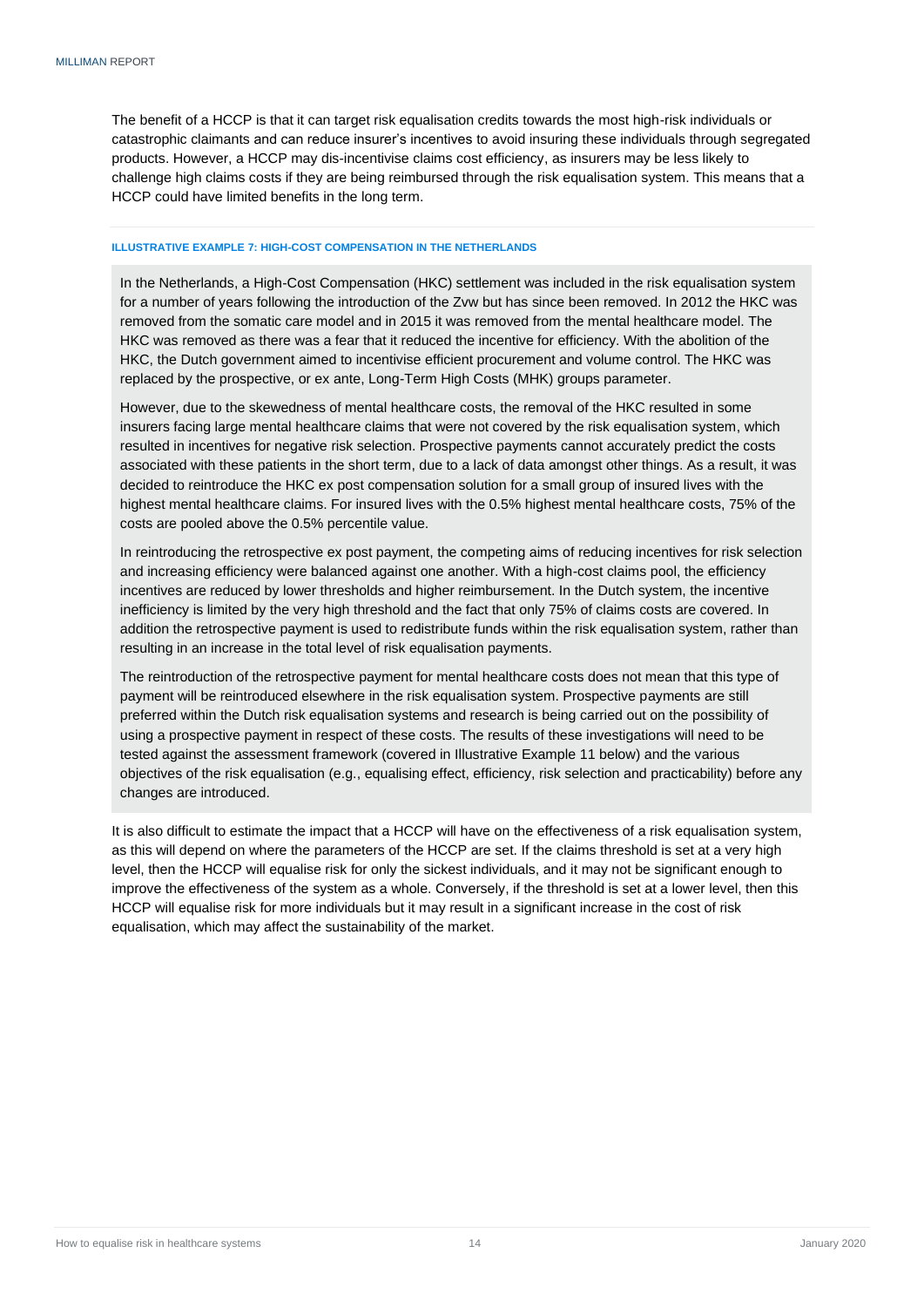The benefit of a HCCP is that it can target risk equalisation credits towards the most high-risk individuals or catastrophic claimants and can reduce insurer's incentives to avoid insuring these individuals through segregated products. However, a HCCP may dis-incentivise claims cost efficiency, as insurers may be less likely to challenge high claims costs if they are being reimbursed through the risk equalisation system. This means that a HCCP could have limited benefits in the long term.

#### ILLUSTRATIVE EXAMPLE 7: HIGH-COST COMPENSATION IN THE NETHERLANDS

In the Netherlands, a High-Cost Compensation (HKC) settlement was included in the risk equalisation system for a number of years following the introduction of the Zvw but has since been removed. In 2012 the HKC was removed from the somatic care model and in 2015 it was removed from the mental healthcare model. The HKC was removed as there was a fear that it reduced the incentive for efficiency. With the abolition of the HKC, the Dutch government aimed to incentivise efficient procurement and volume control. The HKC was replaced by the prospective, or ex ante, Long-Term High Costs (MHK) groups parameter.

However, due to the skewedness of mental healthcare costs, the removal of the HKC resulted in some insurers facing large mental healthcare claims that were not covered by the risk equalisation system, which resulted in incentives for negative risk selection. Prospective payments cannot accurately predict the costs associated with these patients in the short term, due to a lack of data amongst other things. As a result, it was decided to reintroduce the HKC ex post compensation solution for a small group of insured lives with the highest mental healthcare claims. For insured lives with the 0.5% highest mental healthcare costs, 75% of the costs are pooled above the 0.5% percentile value.

In reintroducing the retrospective ex post payment, the competing aims of reducing incentives for risk selection and increasing efficiency were balanced against one another. With a high-cost claims pool, the efficiency incentives are reduced by lower thresholds and higher reimbursement. In the Dutch system, the incentive inefficiency is limited by the very high threshold and the fact that only 75% of claims costs are covered. In addition the retrospective payment is used to redistribute funds within the risk equalisation system, rather than resulting in an increase in the total level of risk equalisation payments.

The reintroduction of the retrospective payment for mental healthcare costs does not mean that this type of payment will be reintroduced elsewhere in the risk equalisation system. Prospective payments are still preferred within the Dutch risk equalisation systems and research is being carried out on the possibility of using a prospective payment in respect of these costs. The results of these investigations will need to be tested against the assessment framework (covered in Illustrative Example 11 below) and the various objectives of the risk equalisation (e.g., equalising effect, efficiency, risk selection and practicability) before any changes are introduced.

It is also difficult to estimate the impact that a HCCP will have on the effectiveness of a risk equalisation system, as this will depend on where the parameters of the HCCP are set. If the claims threshold is set at a very high level, then the HCCP will equalise risk for only the sickest individuals, and it may not be significant enough to improve the effectiveness of the system as a whole. Conversely, if the threshold is set at a lower level, then this HCCP will equalise risk for more individuals but it may result in a significant increase in the cost of risk equalisation, which may affect the sustainability of the market.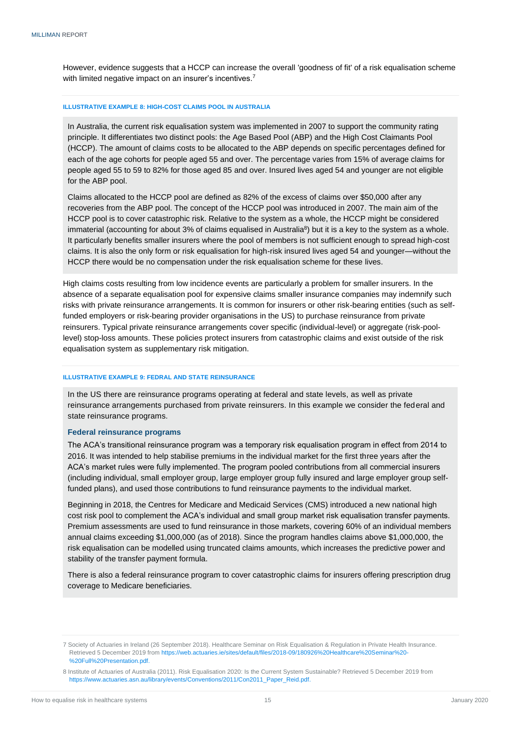However, evidence suggests that a HCCP can increase the overall 'goodness of fit' of a risk equalisation scheme with limited negative impact on an insurer's incentives.[7]

#### ILLUSTRATIVE EXAMPLE 8: HIGH-COST CLAIMS POOL IN AUSTRALIA

In Australia, the current risk equalisation system was implemented in 2007 to support the community rating principle. It differentiates two distinct pools: the Age Based Pool (ABP) and the High Cost Claimants Pool (HCCP). The amount of claims costs to be allocated to the ABP depends on specific percentages defined for each of the age cohorts for people aged 55 and over. The percentage varies from 15% of average claims for people aged 55 to 59 to 82% for those aged 85 and over. Insured lives aged 54 and younger are not eligible for the ABP pool.

Claims allocated to the HCCP pool are defined as 82% of the excess of claims over $50,000 after any recoveries from the ABP pool. The concept of the HCCP pool was introduced in 2007. The main aim of the HCCP pool is to cover catastrophic risk. Relative to the system as a whole, the HCCP might be considered immaterial (accounting for about 3% of claims equalised in Australia[8]) but it is a key to the system as a whole. It particularly benefits smaller insurers where the pool of members is not sufficient enough to spread high-cost claims. It is also the only form or risk equalisation for high-risk insured lives aged 54 and younger—without the HCCP there would be no compensation under the risk equalisation scheme for these lives.

High claims costs resulting from low incidence events are particularly a problem for smaller insurers. In the absence of a separate equalisation pool for expensive claims smaller insurance companies may indemnify such risks with private reinsurance arrangements. It is common for insurers or other risk-bearing entities (such as self-funded employers or risk-bearing provider organisations in the US) to purchase reinsurance from private reinsurers. Typical private reinsurance arrangements cover specific (individual-level) or aggregate (risk-pool-level) stop-loss amounts. These policies protect insurers from catastrophic claims and exist outside of the risk equalisation system as supplementary risk mitigation.

#### ILLUSTRATIVE EXAMPLE 9: FEDRAL AND STATE REINSURANCE

In the US there are reinsurance programs operating at federal and state levels, as well as private reinsurance arrangements purchased from private reinsurers. In this example we consider the federal and state reinsurance programs.

**Federal reinsurance programs**

The ACA's transitional reinsurance program was a temporary risk equalisation program in effect from 2014 to 2016. It was intended to help stabilise premiums in the individual market for the first three years after the ACA's market rules were fully implemented. The program pooled contributions from all commercial insurers (including individual, small employer group, large employer group fully insured and large employer group self-funded plans), and used those contributions to fund reinsurance payments to the individual market.

Beginning in 2018, the Centres for Medicare and Medicaid Services (CMS) introduced a new national high cost risk pool to complement the ACA's individual and small group market risk equalisation transfer payments. Premium assessments are used to fund reinsurance in those markets, covering 60% of an individual members annual claims exceeding $1,000,000 (as of 2018). Since the program handles claims above $1,000,000, the risk equalisation can be modelled using truncated claims amounts, which increases the predictive power and stability of the transfer payment formula.

There is also a federal reinsurance program to cover catastrophic claims for insurers offering prescription drug coverage to Medicare beneficiaries.

---

7 Society of Actuaries in Ireland (26 September 2018). Healthcare Seminar on Risk Equalisation & Regulation in Private Health Insurance. Retrieved 5 December 2019 from https://web.actuaries.ie/sites/default/files/2018-09/180926%20Healthcare%20Seminar%20-%20Full%20Presentation.pdf.

8 Institute of Actuaries of Australia (2011). Risk Equalisation 2020: Is the Current System Sustainable? Retrieved 5 December 2019 from https://www.actuaries.asn.au/library/events/Conventions/2011/Con2011_Paper_Reid.pdf.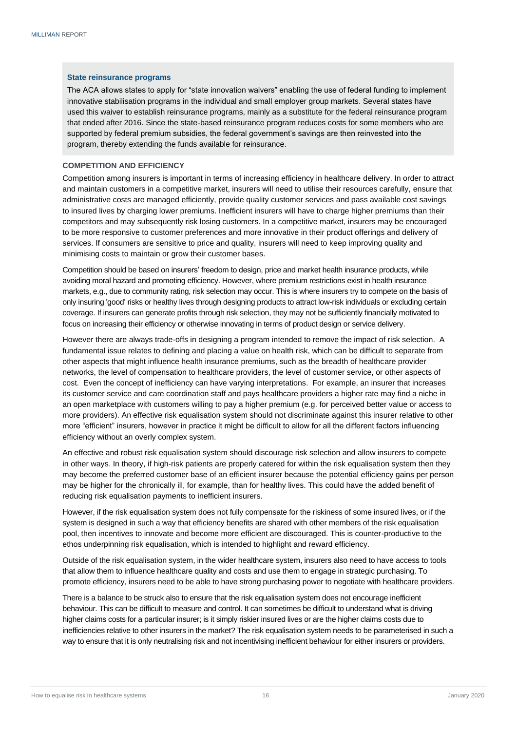**State reinsurance programs**

The ACA allows states to apply for "state innovation waivers" enabling the use of federal funding to implement innovative stabilisation programs in the individual and small employer group markets. Several states have used this waiver to establish reinsurance programs, mainly as a substitute for the federal reinsurance program that ended after 2016. Since the state-based reinsurance program reduces costs for some members who are supported by federal premium subsidies, the federal government's savings are then reinvested into the program, thereby extending the funds available for reinsurance.

### COMPETITION AND EFFICIENCY

Competition among insurers is important in terms of increasing efficiency in healthcare delivery. In order to attract and maintain customers in a competitive market, insurers will need to utilise their resources carefully, ensure that administrative costs are managed efficiently, provide quality customer services and pass available cost savings to insured lives by charging lower premiums. Inefficient insurers will have to charge higher premiums than their competitors and may subsequently risk losing customers. In a competitive market, insurers may be encouraged to be more responsive to customer preferences and more innovative in their product offerings and delivery of services. If consumers are sensitive to price and quality, insurers will need to keep improving quality and minimising costs to maintain or grow their customer bases.

Competition should be based on insurers' freedom to design, price and market health insurance products, while avoiding moral hazard and promoting efficiency. However, where premium restrictions exist in health insurance markets, e.g., due to community rating, risk selection may occur. This is where insurers try to compete on the basis of only insuring 'good' risks or healthy lives through designing products to attract low-risk individuals or excluding certain coverage. If insurers can generate profits through risk selection, they may not be sufficiently financially motivated to focus on increasing their efficiency or otherwise innovating in terms of product design or service delivery.

However there are always trade-offs in designing a program intended to remove the impact of risk selection. A fundamental issue relates to defining and placing a value on health risk, which can be difficult to separate from other aspects that might influence health insurance premiums, such as the breadth of healthcare provider networks, the level of compensation to healthcare providers, the level of customer service, or other aspects of cost. Even the concept of inefficiency can have varying interpretations. For example, an insurer that increases its customer service and care coordination staff and pays healthcare providers a higher rate may find a niche in an open marketplace with customers willing to pay a higher premium (e.g. for perceived better value or access to more providers). An effective risk equalisation system should not discriminate against this insurer relative to other more "efficient" insurers, however in practice it might be difficult to allow for all the different factors influencing efficiency without an overly complex system.

An effective and robust risk equalisation system should discourage risk selection and allow insurers to compete in other ways. In theory, if high-risk patients are properly catered for within the risk equalisation system then they may become the preferred customer base of an efficient insurer because the potential efficiency gains per person may be higher for the chronically ill, for example, than for healthy lives. This could have the added benefit of reducing risk equalisation payments to inefficient insurers.

However, if the risk equalisation system does not fully compensate for the riskiness of some insured lives, or if the system is designed in such a way that efficiency benefits are shared with other members of the risk equalisation pool, then incentives to innovate and become more efficient are discouraged. This is counter-productive to the ethos underpinning risk equalisation, which is intended to highlight and reward efficiency.

Outside of the risk equalisation system, in the wider healthcare system, insurers also need to have access to tools that allow them to influence healthcare quality and costs and use them to engage in strategic purchasing. To promote efficiency, insurers need to be able to have strong purchasing power to negotiate with healthcare providers.

There is a balance to be struck also to ensure that the risk equalisation system does not encourage inefficient behaviour. This can be difficult to measure and control. It can sometimes be difficult to understand what is driving higher claims costs for a particular insurer; is it simply riskier insured lives or are the higher claims costs due to inefficiencies relative to other insurers in the market? The risk equalisation system needs to be parameterised in such a way to ensure that it is only neutralising risk and not incentivising inefficient behaviour for either insurers or providers.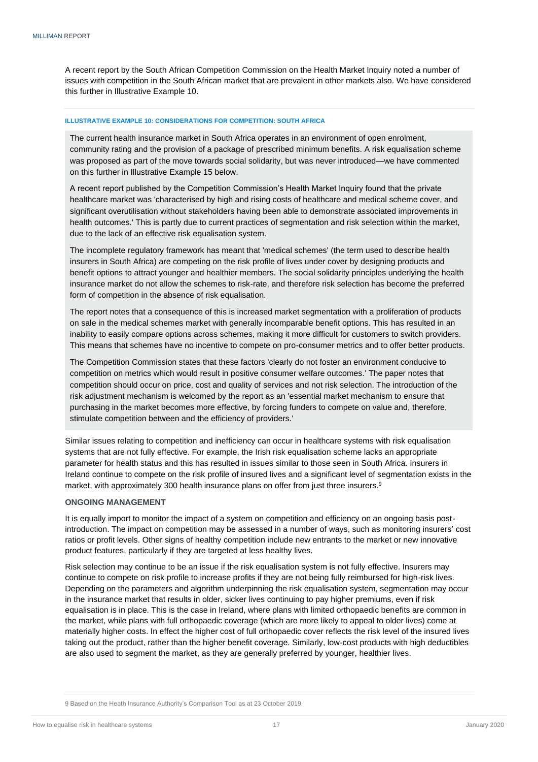A recent report by the South African Competition Commission on the Health Market Inquiry noted a number of issues with competition in the South African market that are prevalent in other markets also. We have considered this further in Illustrative Example 10.

#### ILLUSTRATIVE EXAMPLE 10: CONSIDERATIONS FOR COMPETITION: SOUTH AFRICA

The current health insurance market in South Africa operates in an environment of open enrolment, community rating and the provision of a package of prescribed minimum benefits. A risk equalisation scheme was proposed as part of the move towards social solidarity, but was never introduced—we have commented on this further in Illustrative Example 15 below.

A recent report published by the Competition Commission's Health Market Inquiry found that the private healthcare market was 'characterised by high and rising costs of healthcare and medical scheme cover, and significant overutilisation without stakeholders having been able to demonstrate associated improvements in health outcomes.' This is partly due to current practices of segmentation and risk selection within the market, due to the lack of an effective risk equalisation system.

The incomplete regulatory framework has meant that 'medical schemes' (the term used to describe health insurers in South Africa) are competing on the risk profile of lives under cover by designing products and benefit options to attract younger and healthier members. The social solidarity principles underlying the health insurance market do not allow the schemes to risk-rate, and therefore risk selection has become the preferred form of competition in the absence of risk equalisation.

The report notes that a consequence of this is increased market segmentation with a proliferation of products on sale in the medical schemes market with generally incomparable benefit options. This has resulted in an inability to easily compare options across schemes, making it more difficult for customers to switch providers. This means that schemes have no incentive to compete on pro-consumer metrics and to offer better products.

The Competition Commission states that these factors 'clearly do not foster an environment conducive to competition on metrics which would result in positive consumer welfare outcomes.' The paper notes that competition should occur on price, cost and quality of services and not risk selection. The introduction of the risk adjustment mechanism is welcomed by the report as an 'essential market mechanism to ensure that purchasing in the market becomes more effective, by forcing funders to compete on value and, therefore, stimulate competition between and the efficiency of providers.'

Similar issues relating to competition and inefficiency can occur in healthcare systems with risk equalisation systems that are not fully effective. For example, the Irish risk equalisation scheme lacks an appropriate parameter for health status and this has resulted in issues similar to those seen in South Africa. Insurers in Ireland continue to compete on the risk profile of insured lives and a significant level of segmentation exists in the market, with approximately 300 health insurance plans on offer from just three insurers.[9]

### ONGOING MANAGEMENT

It is equally import to monitor the impact of a system on competition and efficiency on an ongoing basis post-introduction. The impact on competition may be assessed in a number of ways, such as monitoring insurers' cost ratios or profit levels. Other signs of healthy competition include new entrants to the market or new innovative product features, particularly if they are targeted at less healthy lives.

Risk selection may continue to be an issue if the risk equalisation system is not fully effective. Insurers may continue to compete on risk profile to increase profits if they are not being fully reimbursed for high-risk lives. Depending on the parameters and algorithm underpinning the risk equalisation system, segmentation may occur in the insurance market that results in older, sicker lives continuing to pay higher premiums, even if risk equalisation is in place. This is the case in Ireland, where plans with limited orthopaedic benefits are common in the market, while plans with full orthopaedic coverage (which are more likely to appeal to older lives) come at materially higher costs. In effect the higher cost of full orthopaedic cover reflects the risk level of the insured lives taking out the product, rather than the higher benefit coverage. Similarly, low-cost products with high deductibles are also used to segment the market, as they are generally preferred by younger, healthier lives.

[9] Based on the Heath Insurance Authority's Comparison Tool as at 23 October 2019.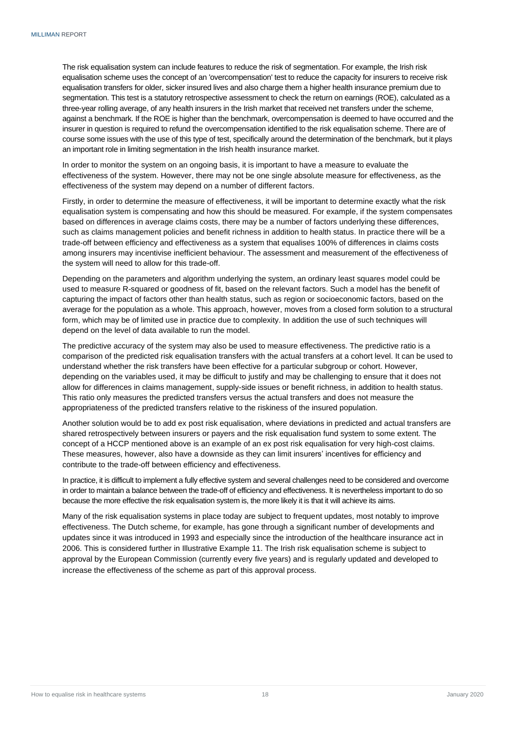The risk equalisation system can include features to reduce the risk of segmentation. For example, the Irish risk equalisation scheme uses the concept of an 'overcompensation' test to reduce the capacity for insurers to receive risk equalisation transfers for older, sicker insured lives and also charge them a higher health insurance premium due to segmentation. This test is a statutory retrospective assessment to check the return on earnings (ROE), calculated as a three-year rolling average, of any health insurers in the Irish market that received net transfers under the scheme, against a benchmark. If the ROE is higher than the benchmark, overcompensation is deemed to have occurred and the insurer in question is required to refund the overcompensation identified to the risk equalisation scheme. There are of course some issues with the use of this type of test, specifically around the determination of the benchmark, but it plays an important role in limiting segmentation in the Irish health insurance market.

In order to monitor the system on an ongoing basis, it is important to have a measure to evaluate the effectiveness of the system. However, there may not be one single absolute measure for effectiveness, as the effectiveness of the system may depend on a number of different factors.

Firstly, in order to determine the measure of effectiveness, it will be important to determine exactly what the risk equalisation system is compensating and how this should be measured. For example, if the system compensates based on differences in average claims costs, there may be a number of factors underlying these differences, such as claims management policies and benefit richness in addition to health status. In practice there will be a trade-off between efficiency and effectiveness as a system that equalises 100% of differences in claims costs among insurers may incentivise inefficient behaviour. The assessment and measurement of the effectiveness of the system will need to allow for this trade-off.

Depending on the parameters and algorithm underlying the system, an ordinary least squares model could be used to measure R-squared or goodness of fit, based on the relevant factors. Such a model has the benefit of capturing the impact of factors other than health status, such as region or socioeconomic factors, based on the average for the population as a whole. This approach, however, moves from a closed form solution to a structural form, which may be of limited use in practice due to complexity. In addition the use of such techniques will depend on the level of data available to run the model.

The predictive accuracy of the system may also be used to measure effectiveness. The predictive ratio is a comparison of the predicted risk equalisation transfers with the actual transfers at a cohort level. It can be used to understand whether the risk transfers have been effective for a particular subgroup or cohort. However, depending on the variables used, it may be difficult to justify and may be challenging to ensure that it does not allow for differences in claims management, supply-side issues or benefit richness, in addition to health status. This ratio only measures the predicted transfers versus the actual transfers and does not measure the appropriateness of the predicted transfers relative to the riskiness of the insured population.

Another solution would be to add ex post risk equalisation, where deviations in predicted and actual transfers are shared retrospectively between insurers or payers and the risk equalisation fund system to some extent. The concept of a HCCP mentioned above is an example of an ex post risk equalisation for very high-cost claims. These measures, however, also have a downside as they can limit insurers' incentives for efficiency and contribute to the trade-off between efficiency and effectiveness.

In practice, it is difficult to implement a fully effective system and several challenges need to be considered and overcome in order to maintain a balance between the trade-off of efficiency and effectiveness. It is nevertheless important to do so because the more effective the risk equalisation system is, the more likely it is that it will achieve its aims.

Many of the risk equalisation systems in place today are subject to frequent updates, most notably to improve effectiveness. The Dutch scheme, for example, has gone through a significant number of developments and updates since it was introduced in 1993 and especially since the introduction of the healthcare insurance act in 2006. This is considered further in Illustrative Example 11. The Irish risk equalisation scheme is subject to approval by the European Commission (currently every five years) and is regularly updated and developed to increase the effectiveness of the scheme as part of this approval process.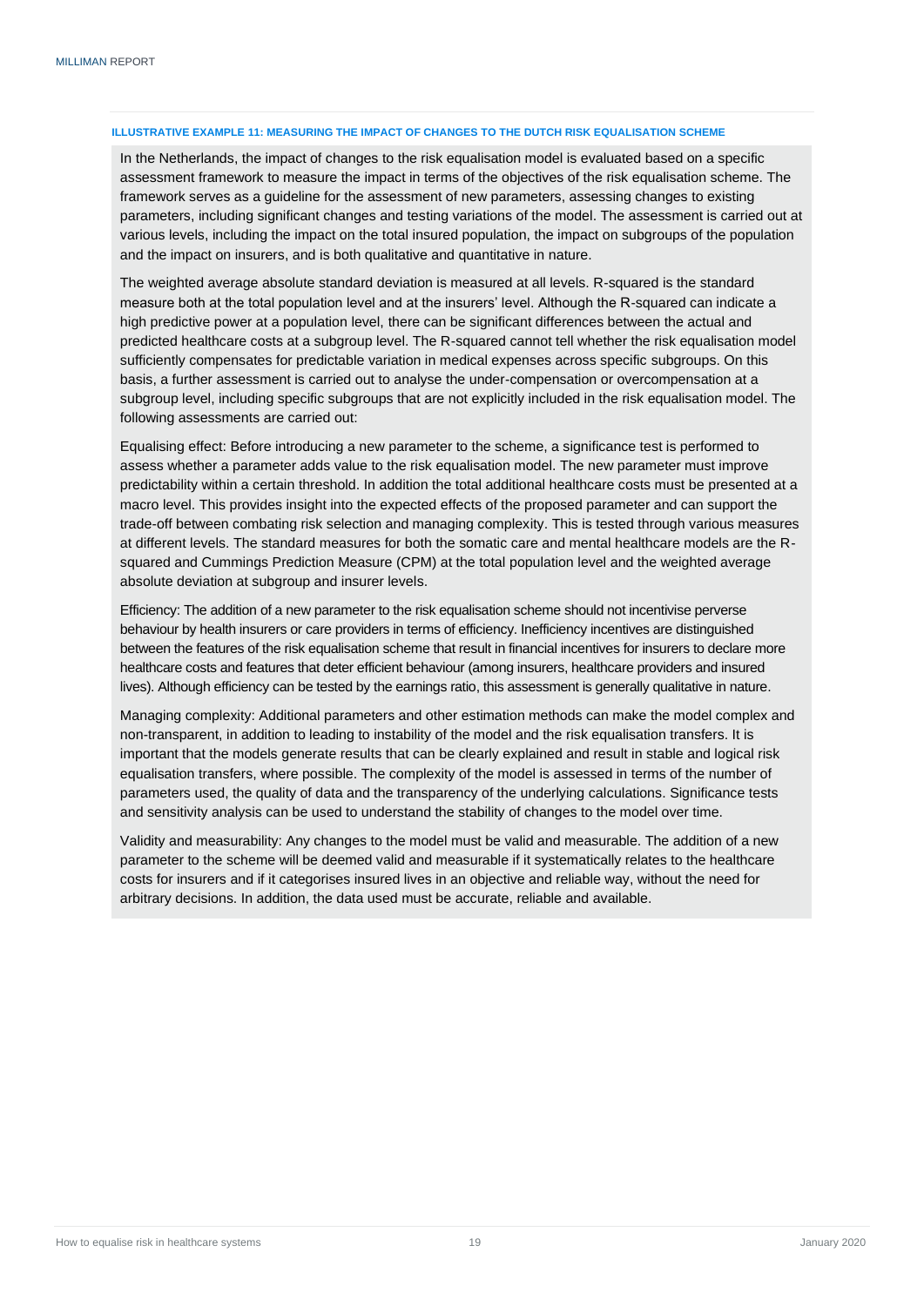#### ILLUSTRATIVE EXAMPLE 11: MEASURING THE IMPACT OF CHANGES TO THE DUTCH RISK EQUALISATION SCHEME

In the Netherlands, the impact of changes to the risk equalisation model is evaluated based on a specific assessment framework to measure the impact in terms of the objectives of the risk equalisation scheme. The framework serves as a guideline for the assessment of new parameters, assessing changes to existing parameters, including significant changes and testing variations of the model. The assessment is carried out at various levels, including the impact on the total insured population, the impact on subgroups of the population and the impact on insurers, and is both qualitative and quantitative in nature.

The weighted average absolute standard deviation is measured at all levels. R-squared is the standard measure both at the total population level and at the insurers' level. Although the R-squared can indicate a high predictive power at a population level, there can be significant differences between the actual and predicted healthcare costs at a subgroup level. The R-squared cannot tell whether the risk equalisation model sufficiently compensates for predictable variation in medical expenses across specific subgroups. On this basis, a further assessment is carried out to analyse the under-compensation or overcompensation at a subgroup level, including specific subgroups that are not explicitly included in the risk equalisation model. The following assessments are carried out:

Equalising effect: Before introducing a new parameter to the scheme, a significance test is performed to assess whether a parameter adds value to the risk equalisation model. The new parameter must improve predictability within a certain threshold. In addition the total additional healthcare costs must be presented at a macro level. This provides insight into the expected effects of the proposed parameter and can support the trade-off between combating risk selection and managing complexity. This is tested through various measures at different levels. The standard measures for both the somatic care and mental healthcare models are the R-squared and Cummings Prediction Measure (CPM) at the total population level and the weighted average absolute deviation at subgroup and insurer levels.

Efficiency: The addition of a new parameter to the risk equalisation scheme should not incentivise perverse behaviour by health insurers or care providers in terms of efficiency. Inefficiency incentives are distinguished between the features of the risk equalisation scheme that result in financial incentives for insurers to declare more healthcare costs and features that deter efficient behaviour (among insurers, healthcare providers and insured lives). Although efficiency can be tested by the earnings ratio, this assessment is generally qualitative in nature.

Managing complexity: Additional parameters and other estimation methods can make the model complex and non-transparent, in addition to leading to instability of the model and the risk equalisation transfers. It is important that the models generate results that can be clearly explained and result in stable and logical risk equalisation transfers, where possible. The complexity of the model is assessed in terms of the number of parameters used, the quality of data and the transparency of the underlying calculations. Significance tests and sensitivity analysis can be used to understand the stability of changes to the model over time.

Validity and measurability: Any changes to the model must be valid and measurable. The addition of a new parameter to the scheme will be deemed valid and measurable if it systematically relates to the healthcare costs for insurers and if it categorises insured lives in an objective and reliable way, without the need for arbitrary decisions. In addition, the data used must be accurate, reliable and available.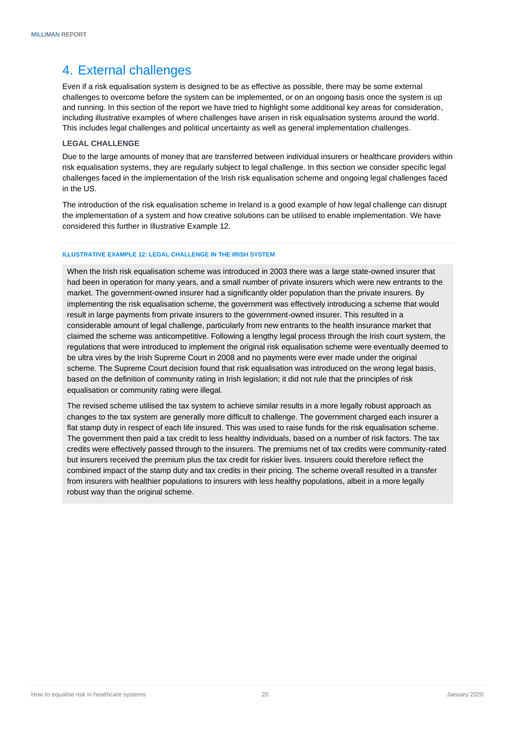# 4. External challenges

Even if a risk equalisation system is designed to be as effective as possible, there may be some external challenges to overcome before the system can be implemented, or on an ongoing basis once the system is up and running. In this section of the report we have tried to highlight some additional key areas for consideration, including illustrative examples of where challenges have arisen in risk equalisation systems around the world. This includes legal challenges and political uncertainty as well as general implementation challenges.

### LEGAL CHALLENGE

Due to the large amounts of money that are transferred between individual insurers or healthcare providers within risk equalisation systems, they are regularly subject to legal challenge. In this section we consider specific legal challenges faced in the implementation of the Irish risk equalisation scheme and ongoing legal challenges faced in the US.

The introduction of the risk equalisation scheme in Ireland is a good example of how legal challenge can disrupt the implementation of a system and how creative solutions can be utilised to enable implementation. We have considered this further in Illustrative Example 12.

#### ILLUSTRATIVE EXAMPLE 12: LEGAL CHALLENGE IN THE IRISH SYSTEM

When the Irish risk equalisation scheme was introduced in 2003 there was a large state-owned insurer that had been in operation for many years, and a small number of private insurers which were new entrants to the market. The government-owned insurer had a significantly older population than the private insurers. By implementing the risk equalisation scheme, the government was effectively introducing a scheme that would result in large payments from private insurers to the government-owned insurer. This resulted in a considerable amount of legal challenge, particularly from new entrants to the health insurance market that claimed the scheme was anticompetitive. Following a lengthy legal process through the Irish court system, the regulations that were introduced to implement the original risk equalisation scheme were eventually deemed to be ultra vires by the Irish Supreme Court in 2008 and no payments were ever made under the original scheme. The Supreme Court decision found that risk equalisation was introduced on the wrong legal basis, based on the definition of community rating in Irish legislation; it did not rule that the principles of risk equalisation or community rating were illegal.

The revised scheme utilised the tax system to achieve similar results in a more legally robust approach as changes to the tax system are generally more difficult to challenge. The government charged each insurer a flat stamp duty in respect of each life insured. This was used to raise funds for the risk equalisation scheme. The government then paid a tax credit to less healthy individuals, based on a number of risk factors. The tax credits were effectively passed through to the insurers. The premiums net of tax credits were community-rated but insurers received the premium plus the tax credit for riskier lives. Insurers could therefore reflect the combined impact of the stamp duty and tax credits in their pricing. The scheme overall resulted in a transfer from insurers with healthier populations to insurers with less healthy populations, albeit in a more legally robust way than the original scheme.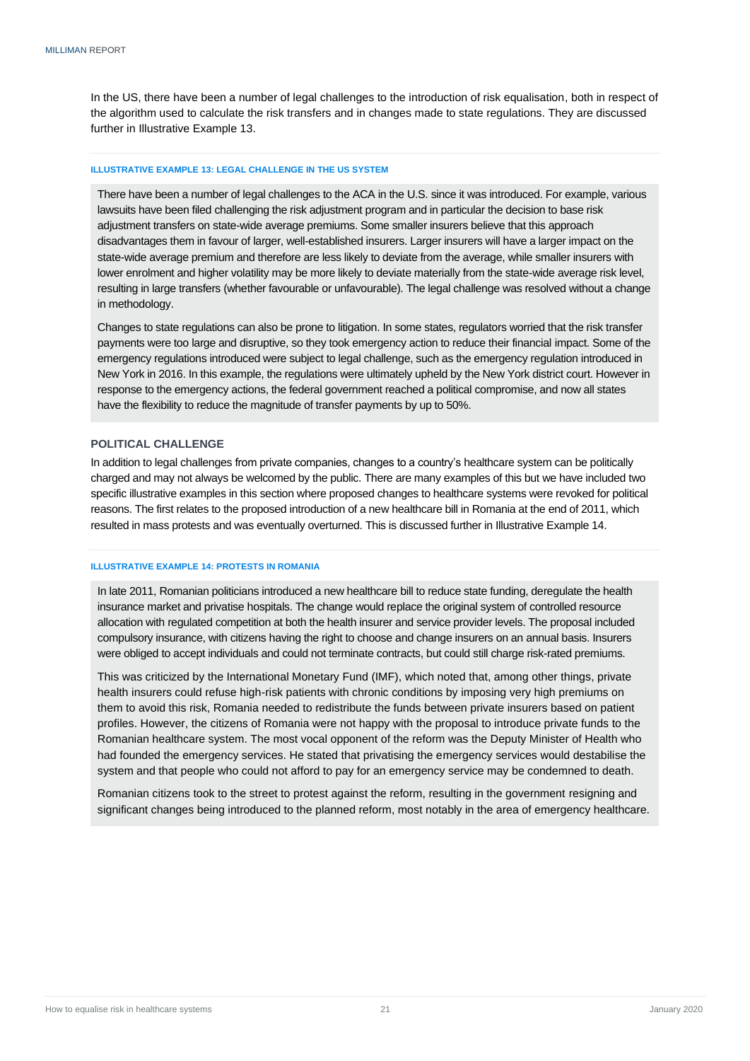In the US, there have been a number of legal challenges to the introduction of risk equalisation, both in respect of the algorithm used to calculate the risk transfers and in changes made to state regulations. They are discussed further in Illustrative Example 13.

#### ILLUSTRATIVE EXAMPLE 13: LEGAL CHALLENGE IN THE US SYSTEM

There have been a number of legal challenges to the ACA in the U.S. since it was introduced. For example, various lawsuits have been filed challenging the risk adjustment program and in particular the decision to base risk adjustment transfers on state-wide average premiums. Some smaller insurers believe that this approach disadvantages them in favour of larger, well-established insurers. Larger insurers will have a larger impact on the state-wide average premium and therefore are less likely to deviate from the average, while smaller insurers with lower enrolment and higher volatility may be more likely to deviate materially from the state-wide average risk level, resulting in large transfers (whether favourable or unfavourable). The legal challenge was resolved without a change in methodology.

Changes to state regulations can also be prone to litigation. In some states, regulators worried that the risk transfer payments were too large and disruptive, so they took emergency action to reduce their financial impact. Some of the emergency regulations introduced were subject to legal challenge, such as the emergency regulation introduced in New York in 2016. In this example, the regulations were ultimately upheld by the New York district court. However in response to the emergency actions, the federal government reached a political compromise, and now all states have the flexibility to reduce the magnitude of transfer payments by up to 50%.

### POLITICAL CHALLENGE

In addition to legal challenges from private companies, changes to a country's healthcare system can be politically charged and may not always be welcomed by the public. There are many examples of this but we have included two specific illustrative examples in this section where proposed changes to healthcare systems were revoked for political reasons. The first relates to the proposed introduction of a new healthcare bill in Romania at the end of 2011, which resulted in mass protests and was eventually overturned. This is discussed further in Illustrative Example 14.

#### ILLUSTRATIVE EXAMPLE 14: PROTESTS IN ROMANIA

In late 2011, Romanian politicians introduced a new healthcare bill to reduce state funding, deregulate the health insurance market and privatise hospitals. The change would replace the original system of controlled resource allocation with regulated competition at both the health insurer and service provider levels. The proposal included compulsory insurance, with citizens having the right to choose and change insurers on an annual basis. Insurers were obliged to accept individuals and could not terminate contracts, but could still charge risk-rated premiums.

This was criticized by the International Monetary Fund (IMF), which noted that, among other things, private health insurers could refuse high-risk patients with chronic conditions by imposing very high premiums on them to avoid this risk, Romania needed to redistribute the funds between private insurers based on patient profiles. However, the citizens of Romania were not happy with the proposal to introduce private funds to the Romanian healthcare system. The most vocal opponent of the reform was the Deputy Minister of Health who had founded the emergency services. He stated that privatising the emergency services would destabilise the system and that people who could not afford to pay for an emergency service may be condemned to death.

Romanian citizens took to the street to protest against the reform, resulting in the government resigning and significant changes being introduced to the planned reform, most notably in the area of emergency healthcare.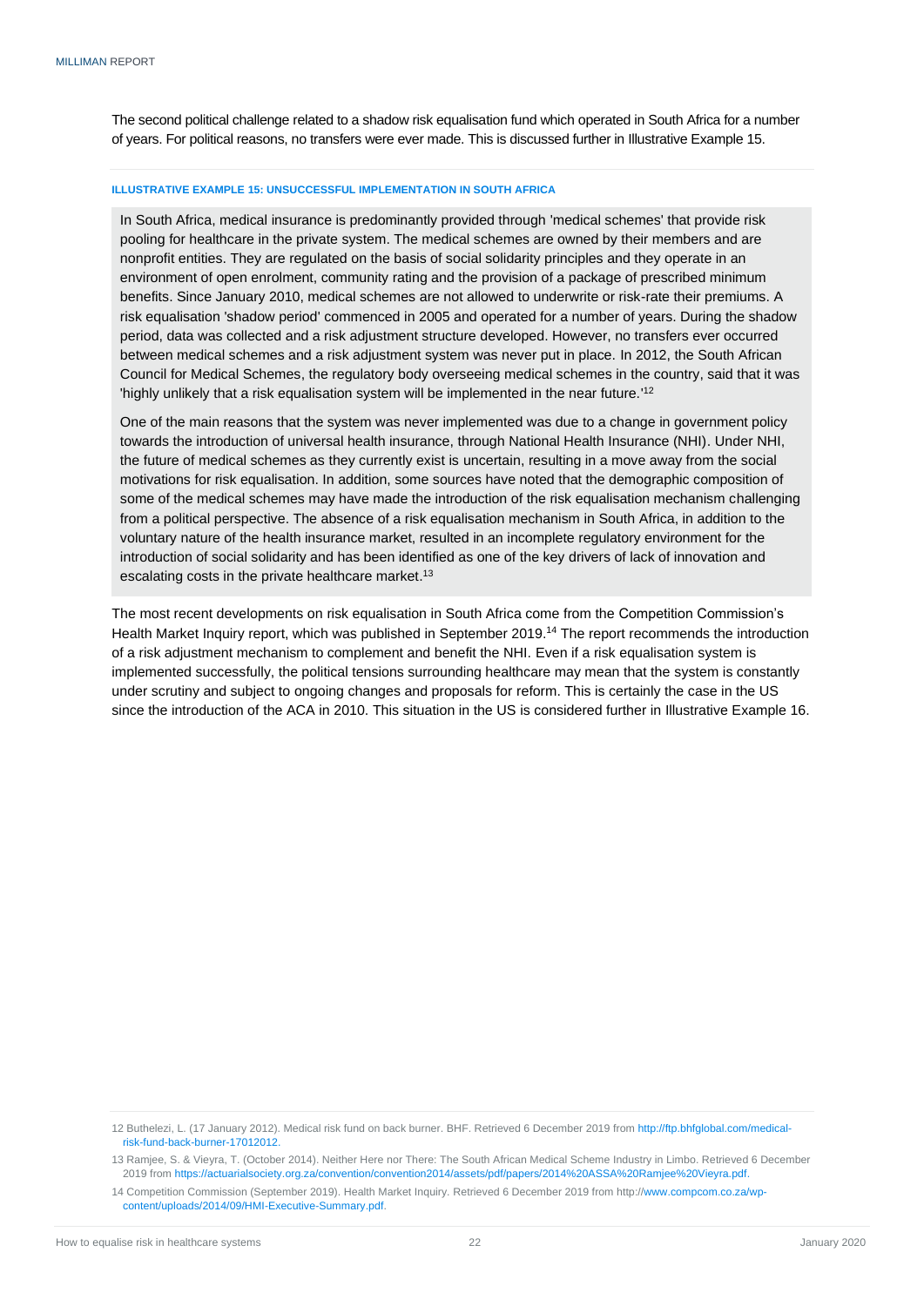The second political challenge related to a shadow risk equalisation fund which operated in South Africa for a number of years. For political reasons, no transfers were ever made. This is discussed further in Illustrative Example 15.

#### ILLUSTRATIVE EXAMPLE 15: UNSUCCESSFUL IMPLEMENTATION IN SOUTH AFRICA

In South Africa, medical insurance is predominantly provided through 'medical schemes' that provide risk pooling for healthcare in the private system. The medical schemes are owned by their members and are nonprofit entities. They are regulated on the basis of social solidarity principles and they operate in an environment of open enrolment, community rating and the provision of a package of prescribed minimum benefits. Since January 2010, medical schemes are not allowed to underwrite or risk-rate their premiums. A risk equalisation 'shadow period' commenced in 2005 and operated for a number of years. During the shadow period, data was collected and a risk adjustment structure developed. However, no transfers ever occurred between medical schemes and a risk adjustment system was never put in place. In 2012, the South African Council for Medical Schemes, the regulatory body overseeing medical schemes in the country, said that it was 'highly unlikely that a risk equalisation system will be implemented in the near future.'[12]

One of the main reasons that the system was never implemented was due to a change in government policy towards the introduction of universal health insurance, through National Health Insurance (NHI). Under NHI, the future of medical schemes as they currently exist is uncertain, resulting in a move away from the social motivations for risk equalisation. In addition, some sources have noted that the demographic composition of some of the medical schemes may have made the introduction of the risk equalisation mechanism challenging from a political perspective. The absence of a risk equalisation mechanism in South Africa, in addition to the voluntary nature of the health insurance market, resulted in an incomplete regulatory environment for the introduction of social solidarity and has been identified as one of the key drivers of lack of innovation and escalating costs in the private healthcare market.[13]

The most recent developments on risk equalisation in South Africa come from the Competition Commission's Health Market Inquiry report, which was published in September 2019.[14] The report recommends the introduction of a risk adjustment mechanism to complement and benefit the NHI. Even if a risk equalisation system is implemented successfully, the political tensions surrounding healthcare may mean that the system is constantly under scrutiny and subject to ongoing changes and proposals for reform. This is certainly the case in the US since the introduction of the ACA in 2010. This situation in the US is considered further in Illustrative Example 16.

---

12 Buthelezi, L. (17 January 2012). Medical risk fund on back burner. BHF. Retrieved 6 December 2019 from http://ftp.bhfglobal.com/medical-risk-fund-back-burner-17012012.

13 Ramjee, S. & Vieyra, T. (October 2014). Neither Here nor There: The South African Medical Scheme Industry in Limbo. Retrieved 6 December 2019 from https://actuarialsociety.org.za/convention/convention2014/assets/pdf/papers/2014%20ASSA%20Ramjee%20Vieyra.pdf.

14 Competition Commission (September 2019). Health Market Inquiry. Retrieved 6 December 2019 from http://www.compcom.co.za/wp-content/uploads/2014/09/HMI-Executive-Summary.pdf.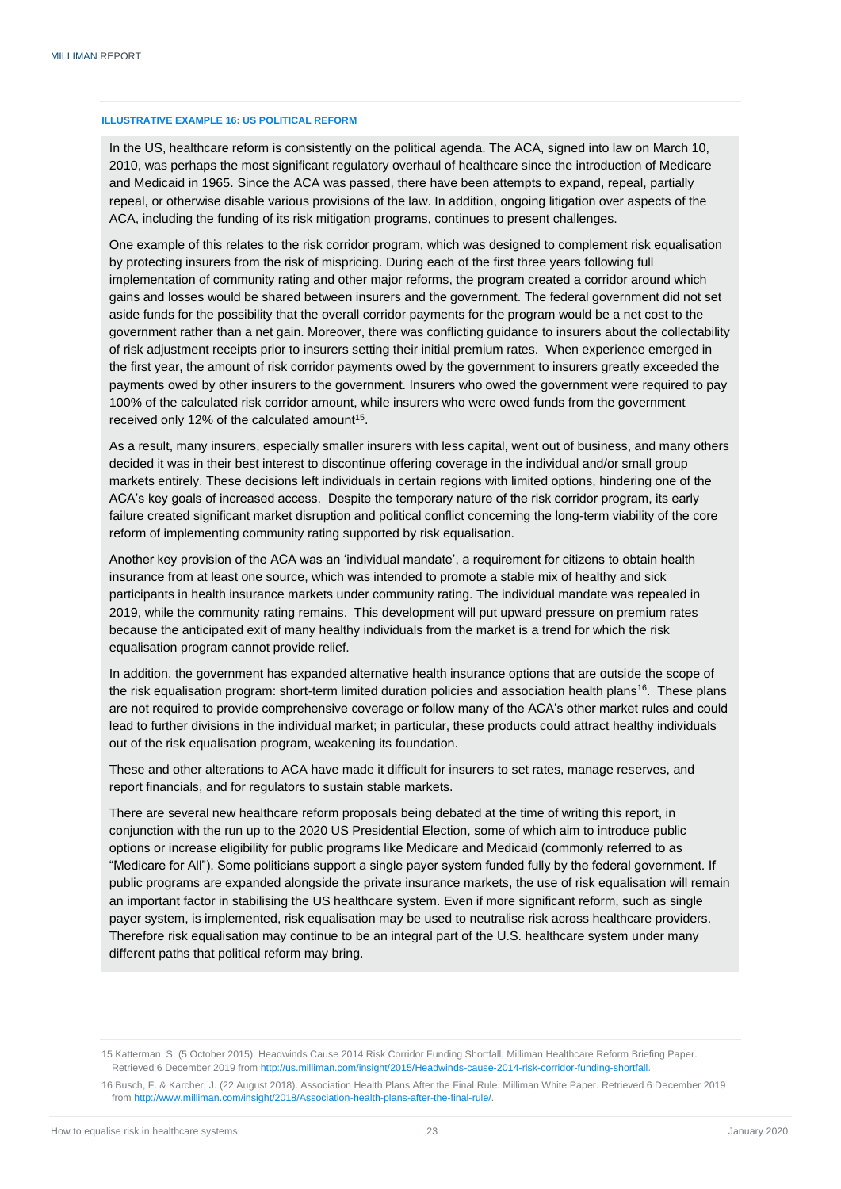#### ILLUSTRATIVE EXAMPLE 16: US POLITICAL REFORM

In the US, healthcare reform is consistently on the political agenda. The ACA, signed into law on March 10, 2010, was perhaps the most significant regulatory overhaul of healthcare since the introduction of Medicare and Medicaid in 1965. Since the ACA was passed, there have been attempts to expand, repeal, partially repeal, or otherwise disable various provisions of the law. In addition, ongoing litigation over aspects of the ACA, including the funding of its risk mitigation programs, continues to present challenges.

One example of this relates to the risk corridor program, which was designed to complement risk equalisation by protecting insurers from the risk of mispricing. During each of the first three years following full implementation of community rating and other major reforms, the program created a corridor around which gains and losses would be shared between insurers and the government. The federal government did not set aside funds for the possibility that the overall corridor payments for the program would be a net cost to the government rather than a net gain. Moreover, there was conflicting guidance to insurers about the collectability of risk adjustment receipts prior to insurers setting their initial premium rates. When experience emerged in the first year, the amount of risk corridor payments owed by the government to insurers greatly exceeded the payments owed by other insurers to the government. Insurers who owed the government were required to pay 100% of the calculated risk corridor amount, while insurers who were owed funds from the government received only 12% of the calculated amount[15].

As a result, many insurers, especially smaller insurers with less capital, went out of business, and many others decided it was in their best interest to discontinue offering coverage in the individual and/or small group markets entirely. These decisions left individuals in certain regions with limited options, hindering one of the ACA's key goals of increased access. Despite the temporary nature of the risk corridor program, its early failure created significant market disruption and political conflict concerning the long-term viability of the core reform of implementing community rating supported by risk equalisation.

Another key provision of the ACA was an 'individual mandate', a requirement for citizens to obtain health insurance from at least one source, which was intended to promote a stable mix of healthy and sick participants in health insurance markets under community rating. The individual mandate was repealed in 2019, while the community rating remains. This development will put upward pressure on premium rates because the anticipated exit of many healthy individuals from the market is a trend for which the risk equalisation program cannot provide relief.

In addition, the government has expanded alternative health insurance options that are outside the scope of the risk equalisation program: short-term limited duration policies and association health plans[16]. These plans are not required to provide comprehensive coverage or follow many of the ACA's other market rules and could lead to further divisions in the individual market; in particular, these products could attract healthy individuals out of the risk equalisation program, weakening its foundation.

These and other alterations to ACA have made it difficult for insurers to set rates, manage reserves, and report financials, and for regulators to sustain stable markets.

There are several new healthcare reform proposals being debated at the time of writing this report, in conjunction with the run up to the 2020 US Presidential Election, some of which aim to introduce public options or increase eligibility for public programs like Medicare and Medicaid (commonly referred to as "Medicare for All"). Some politicians support a single payer system funded fully by the federal government. If public programs are expanded alongside the private insurance markets, the use of risk equalisation will remain an important factor in stabilising the US healthcare system. Even if more significant reform, such as single payer system, is implemented, risk equalisation may be used to neutralise risk across healthcare providers. Therefore risk equalisation may continue to be an integral part of the U.S. healthcare system under many different paths that political reform may bring.

---

15 Katterman, S. (5 October 2015). Headwinds Cause 2014 Risk Corridor Funding Shortfall. Milliman Healthcare Reform Briefing Paper. Retrieved 6 December 2019 from http://us.milliman.com/insight/2015/Headwinds-cause-2014-risk-corridor-funding-shortfall.

16 Busch, F. & Karcher, J. (22 August 2018). Association Health Plans After the Final Rule. Milliman White Paper. Retrieved 6 December 2019 from http://www.milliman.com/insight/2018/Association-health-plans-after-the-final-rule/.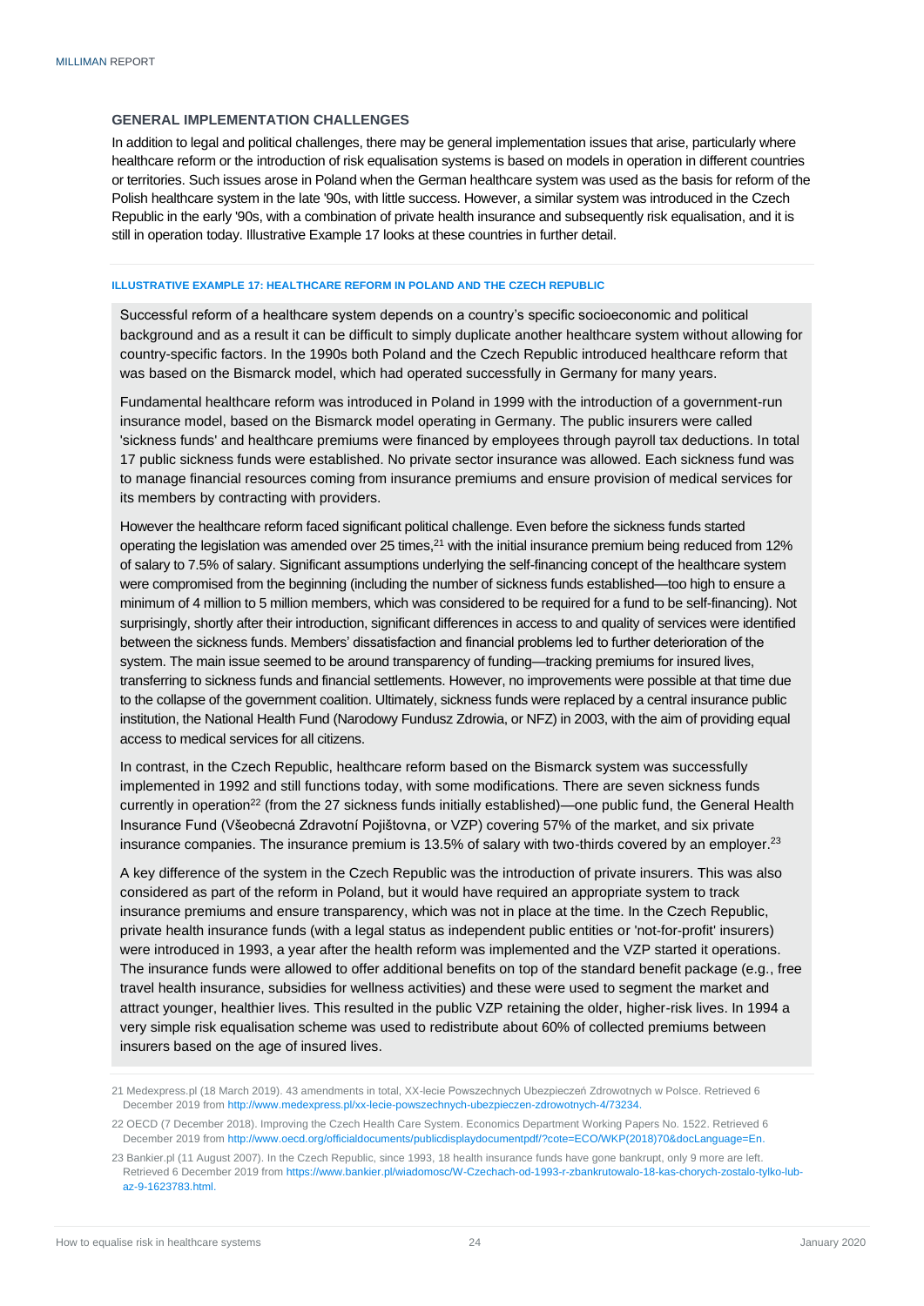### GENERAL IMPLEMENTATION CHALLENGES

In addition to legal and political challenges, there may be general implementation issues that arise, particularly where healthcare reform or the introduction of risk equalisation systems is based on models in operation in different countries or territories. Such issues arose in Poland when the German healthcare system was used as the basis for reform of the Polish healthcare system in the late '90s, with little success. However, a similar system was introduced in the Czech Republic in the early '90s, with a combination of private health insurance and subsequently risk equalisation, and it is still in operation today. Illustrative Example 17 looks at these countries in further detail.

#### ILLUSTRATIVE EXAMPLE 17: HEALTHCARE REFORM IN POLAND AND THE CZECH REPUBLIC

Successful reform of a healthcare system depends on a country's specific socioeconomic and political background and as a result it can be difficult to simply duplicate another healthcare system without allowing for country-specific factors. In the 1990s both Poland and the Czech Republic introduced healthcare reform that was based on the Bismarck model, which had operated successfully in Germany for many years.

Fundamental healthcare reform was introduced in Poland in 1999 with the introduction of a government-run insurance model, based on the Bismarck model operating in Germany. The public insurers were called 'sickness funds' and healthcare premiums were financed by employees through payroll tax deductions. In total 17 public sickness funds were established. No private sector insurance was allowed. Each sickness fund was to manage financial resources coming from insurance premiums and ensure provision of medical services for its members by contracting with providers.

However the healthcare reform faced significant political challenge. Even before the sickness funds started operating the legislation was amended over 25 times,[21] with the initial insurance premium being reduced from 12% of salary to 7.5% of salary. Significant assumptions underlying the self-financing concept of the healthcare system were compromised from the beginning (including the number of sickness funds established—too high to ensure a minimum of 4 million to 5 million members, which was considered to be required for a fund to be self-financing). Not surprisingly, shortly after their introduction, significant differences in access to and quality of services were identified between the sickness funds. Members' dissatisfaction and financial problems led to further deterioration of the system. The main issue seemed to be around transparency of funding—tracking premiums for insured lives, transferring to sickness funds and financial settlements. However, no improvements were possible at that time due to the collapse of the government coalition. Ultimately, sickness funds were replaced by a central insurance public institution, the National Health Fund (Narodowy Fundusz Zdrowia, or NFZ) in 2003, with the aim of providing equal access to medical services for all citizens.

In contrast, in the Czech Republic, healthcare reform based on the Bismarck system was successfully implemented in 1992 and still functions today, with some modifications. There are seven sickness funds currently in operation[22] (from the 27 sickness funds initially established)—one public fund, the General Health Insurance Fund (Všeobecná Zdravotní Pojišťovna, or VZP) covering 57% of the market, and six private insurance companies. The insurance premium is 13.5% of salary with two-thirds covered by an employer.[23]

A key difference of the system in the Czech Republic was the introduction of private insurers. This was also considered as part of the reform in Poland, but it would have required an appropriate system to track insurance premiums and ensure transparency, which was not in place at the time. In the Czech Republic, private health insurance funds (with a legal status as independent public entities or 'not-for-profit' insurers) were introduced in 1993, a year after the health reform was implemented and the VZP started it operations. The insurance funds were allowed to offer additional benefits on top of the standard benefit package (e.g., free travel health insurance, subsidies for wellness activities) and these were used to segment the market and attract younger, healthier lives. This resulted in the public VZP retaining the older, higher-risk lives. In 1994 a very simple risk equalisation scheme was used to redistribute about 60% of collected premiums between insurers based on the age of insured lives.

21 Medexpress.pl (18 March 2019). 43 amendments in total, XX-lecie Powszechnych Ubezpieczeń Zdrowotnych w Polsce. Retrieved 6 December 2019 from http://www.medexpress.pl/xx-lecie-powszechnych-ubezpieczen-zdrowotnych-4/73234.

22 OECD (7 December 2018). Improving the Czech Health Care System. Economics Department Working Papers No. 1522. Retrieved 6 December 2019 from http://www.oecd.org/officialdocuments/publicdisplaydocumentpdf/?cote=ECO/WKP(2018)70&docLanguage=En.

23 Bankier.pl (11 August 2007). In the Czech Republic, since 1993, 18 health insurance funds have gone bankrupt, only 9 more are left. Retrieved 6 December 2019 from https://www.bankier.pl/wiadomosc/W-Czechach-od-1993-r-zbankrutowalo-18-kas-chorych-zostalo-tylko-lub-az-9-1623783.html.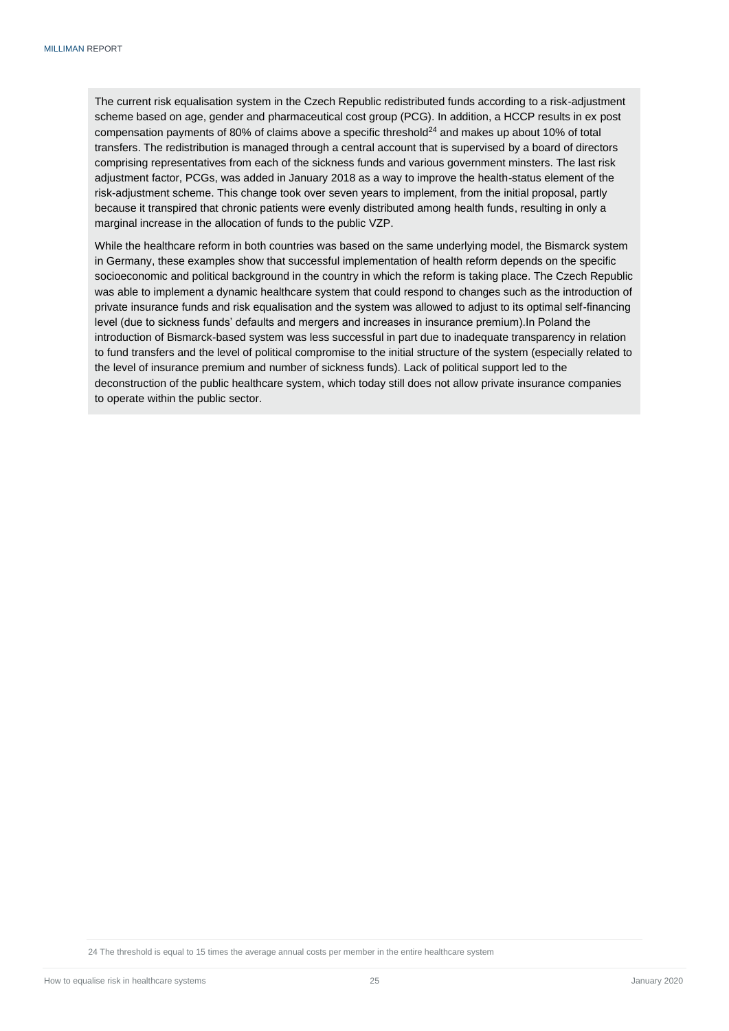The current risk equalisation system in the Czech Republic redistributed funds according to a risk-adjustment scheme based on age, gender and pharmaceutical cost group (PCG). In addition, a HCCP results in ex post compensation payments of 80% of claims above a specific threshold[24] and makes up about 10% of total transfers. The redistribution is managed through a central account that is supervised by a board of directors comprising representatives from each of the sickness funds and various government minsters. The last risk adjustment factor, PCGs, was added in January 2018 as a way to improve the health-status element of the risk-adjustment scheme. This change took over seven years to implement, from the initial proposal, partly because it transpired that chronic patients were evenly distributed among health funds, resulting in only a marginal increase in the allocation of funds to the public VZP.

While the healthcare reform in both countries was based on the same underlying model, the Bismarck system in Germany, these examples show that successful implementation of health reform depends on the specific socioeconomic and political background in the country in which the reform is taking place. The Czech Republic was able to implement a dynamic healthcare system that could respond to changes such as the introduction of private insurance funds and risk equalisation and the system was allowed to adjust to its optimal self-financing level (due to sickness funds' defaults and mergers and increases in insurance premium).In Poland the introduction of Bismarck-based system was less successful in part due to inadequate transparency in relation to fund transfers and the level of political compromise to the initial structure of the system (especially related to the level of insurance premium and number of sickness funds). Lack of political support led to the deconstruction of the public healthcare system, which today still does not allow private insurance companies to operate within the public sector.

24 The threshold is equal to 15 times the average annual costs per member in the entire healthcare system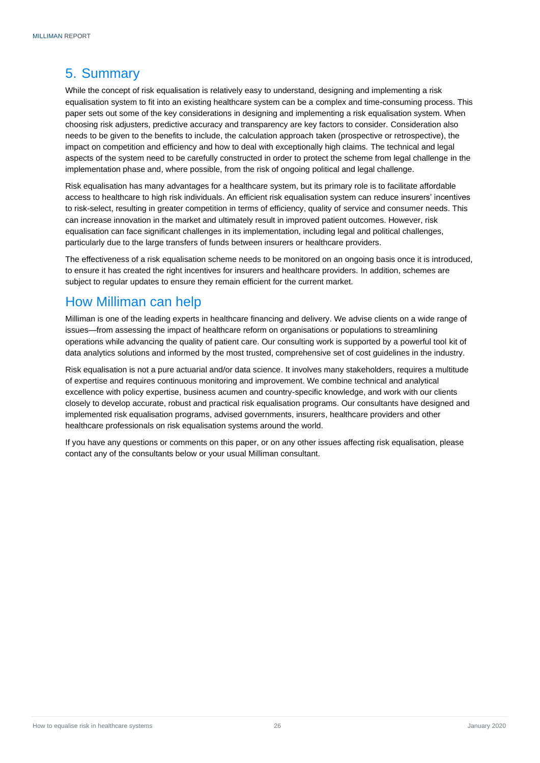## 5. Summary

While the concept of risk equalisation is relatively easy to understand, designing and implementing a risk equalisation system to fit into an existing healthcare system can be a complex and time-consuming process. This paper sets out some of the key considerations in designing and implementing a risk equalisation system. When choosing risk adjusters, predictive accuracy and transparency are key factors to consider. Consideration also needs to be given to the benefits to include, the calculation approach taken (prospective or retrospective), the impact on competition and efficiency and how to deal with exceptionally high claims. The technical and legal aspects of the system need to be carefully constructed in order to protect the scheme from legal challenge in the implementation phase and, where possible, from the risk of ongoing political and legal challenge.

Risk equalisation has many advantages for a healthcare system, but its primary role is to facilitate affordable access to healthcare to high risk individuals. An efficient risk equalisation system can reduce insurers' incentives to risk-select, resulting in greater competition in terms of efficiency, quality of service and consumer needs. This can increase innovation in the market and ultimately result in improved patient outcomes. However, risk equalisation can face significant challenges in its implementation, including legal and political challenges, particularly due to the large transfers of funds between insurers or healthcare providers.

The effectiveness of a risk equalisation scheme needs to be monitored on an ongoing basis once it is introduced, to ensure it has created the right incentives for insurers and healthcare providers. In addition, schemes are subject to regular updates to ensure they remain efficient for the current market.

## How Milliman can help

Milliman is one of the leading experts in healthcare financing and delivery. We advise clients on a wide range of issues—from assessing the impact of healthcare reform on organisations or populations to streamlining operations while advancing the quality of patient care. Our consulting work is supported by a powerful tool kit of data analytics solutions and informed by the most trusted, comprehensive set of cost guidelines in the industry.

Risk equalisation is not a pure actuarial and/or data science. It involves many stakeholders, requires a multitude of expertise and requires continuous monitoring and improvement. We combine technical and analytical excellence with policy expertise, business acumen and country-specific knowledge, and work with our clients closely to develop accurate, robust and practical risk equalisation programs. Our consultants have designed and implemented risk equalisation programs, advised governments, insurers, healthcare providers and other healthcare professionals on risk equalisation systems around the world.

If you have any questions or comments on this paper, or on any other issues affecting risk equalisation, please contact any of the consultants below or your usual Milliman consultant.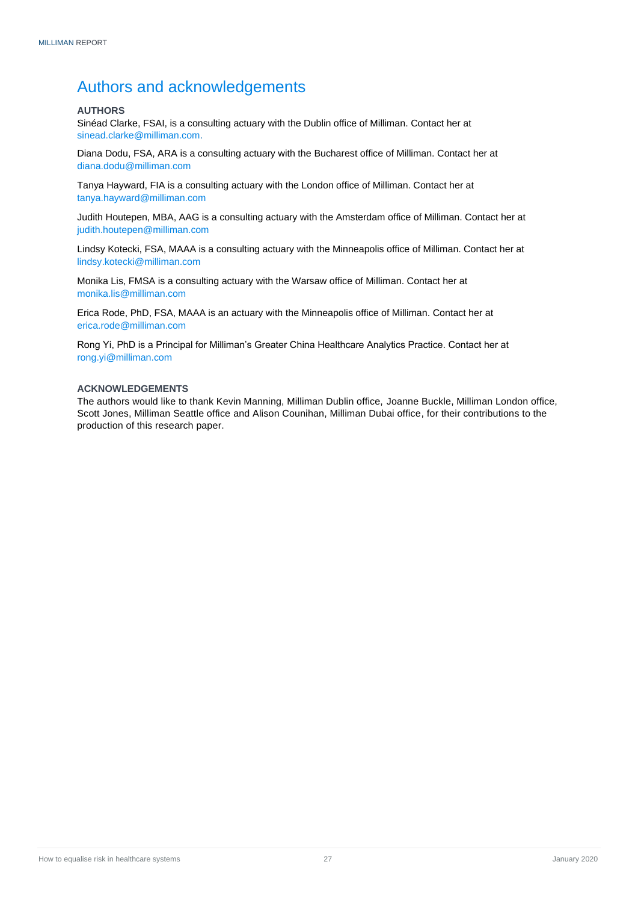# Authors and acknowledgements

**AUTHORS**

Sinéad Clarke, FSAI, is a consulting actuary with the Dublin office of Milliman. Contact her at sinead.clarke@milliman.com.

Diana Dodu, FSA, ARA is a consulting actuary with the Bucharest office of Milliman. Contact her at diana.dodu@milliman.com

Tanya Hayward, FIA is a consulting actuary with the London office of Milliman. Contact her at tanya.hayward@milliman.com

Judith Houtepen, MBA, AAG is a consulting actuary with the Amsterdam office of Milliman. Contact her at judith.houtepen@milliman.com

Lindsy Kotecki, FSA, MAAA is a consulting actuary with the Minneapolis office of Milliman. Contact her at lindsy.kotecki@milliman.com

Monika Lis, FMSA is a consulting actuary with the Warsaw office of Milliman. Contact her at monika.lis@milliman.com

Erica Rode, PhD, FSA, MAAA is an actuary with the Minneapolis office of Milliman. Contact her at erica.rode@milliman.com

Rong Yi, PhD is a Principal for Milliman's Greater China Healthcare Analytics Practice. Contact her at rong.yi@milliman.com

**ACKNOWLEDGEMENTS**

The authors would like to thank Kevin Manning, Milliman Dublin office, Joanne Buckle, Milliman London office, Scott Jones, Milliman Seattle office and Alison Counihan, Milliman Dubai office, for their contributions to the production of this research paper.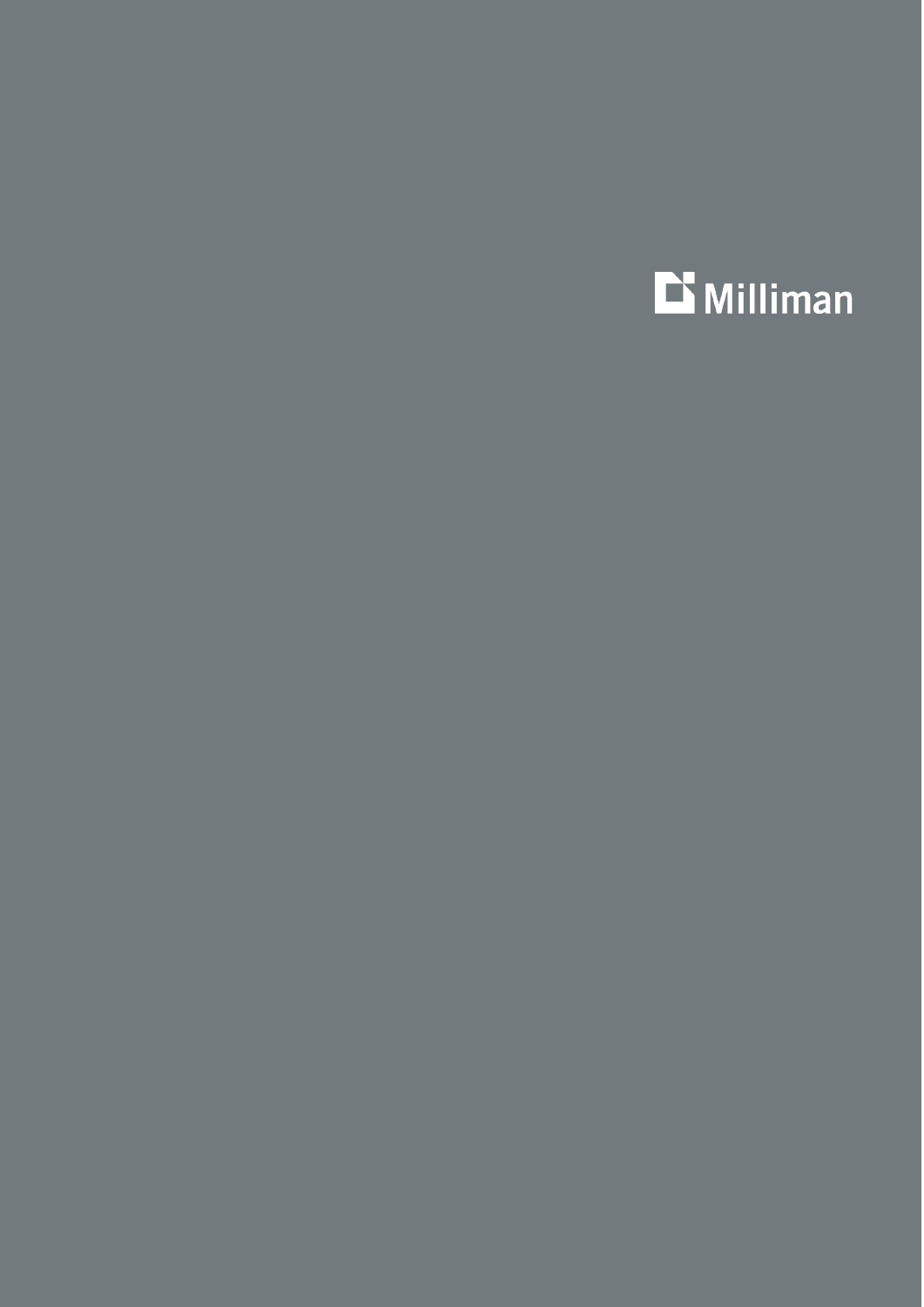Milliman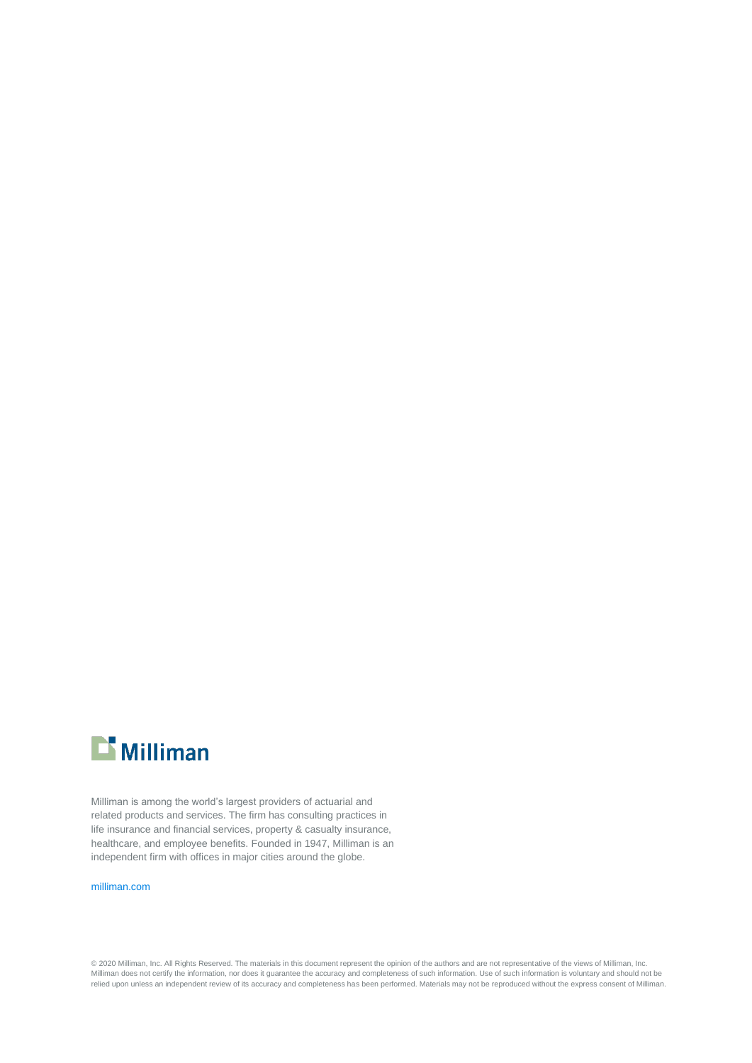Milliman

Milliman is among the world's largest providers of actuarial and related products and services. The firm has consulting practices in life insurance and financial services, property & casualty insurance, healthcare, and employee benefits. Founded in 1947, Milliman is an independent firm with offices in major cities around the globe.

milliman.com

© 2020 Milliman, Inc. All Rights Reserved. The materials in this document represent the opinion of the authors and are not representative of the views of Milliman, Inc. Milliman does not certify the information, nor does it guarantee the accuracy and completeness of such information. Use of such information is voluntary and should not be relied upon unless an independent review of its accuracy and completeness has been performed. Materials may not be reproduced without the express consent of Milliman.